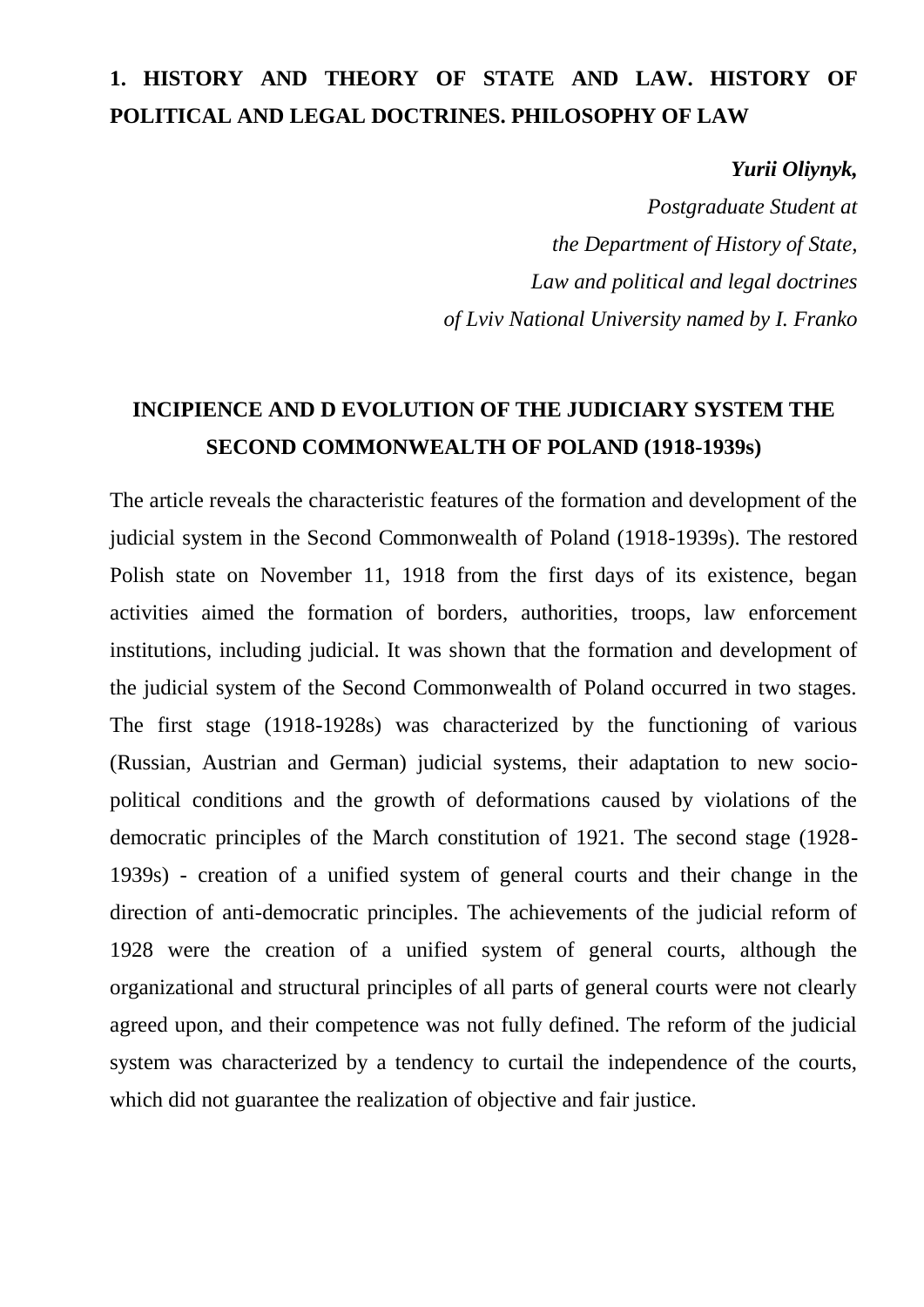# 1. HISTORY AND THEORY OF STATE AND LAW. HISTORY OF POLITICAL AND LEGAL DOCTRINES. PHILOSOPHY OF LAW

***Yurii Oliynyk,***

*Postgraduate Student at*
*the Department of History of State,*
*Law and political and legal doctrines*
*of Lviv National University named by I. Franko*

## INCIPIENCE AND D EVOLUTION OF THE JUDICIARY SYSTEM THE SECOND COMMONWEALTH OF POLAND (1918-1939s)

The article reveals the characteristic features of the formation and development of the judicial system in the Second Commonwealth of Poland (1918-1939s). The restored Polish state on November 11, 1918 from the first days of its existence, began activities aimed the formation of borders, authorities, troops, law enforcement institutions, including judicial. It was shown that the formation and development of the judicial system of the Second Commonwealth of Poland occurred in two stages. The first stage (1918-1928s) was characterized by the functioning of various (Russian, Austrian and German) judicial systems, their adaptation to new socio-political conditions and the growth of deformations caused by violations of the democratic principles of the March constitution of 1921. The second stage (1928-1939s) - creation of a unified system of general courts and their change in the direction of anti-democratic principles. The achievements of the judicial reform of 1928 were the creation of a unified system of general courts, although the organizational and structural principles of all parts of general courts were not clearly agreed upon, and their competence was not fully defined. The reform of the judicial system was characterized by a tendency to curtail the independence of the courts, which did not guarantee the realization of objective and fair justice.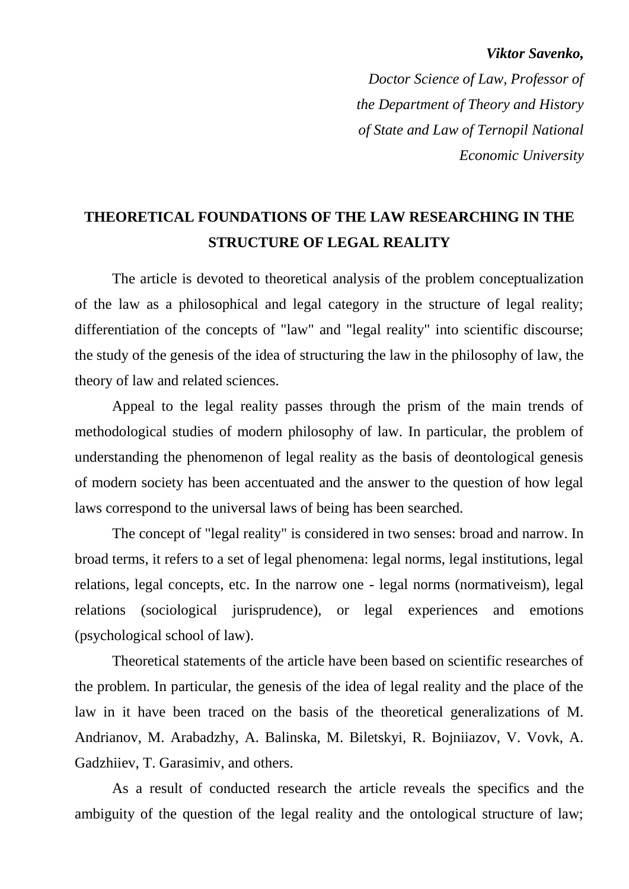***Viktor Savenko,***

*Doctor Science of Law, Professor of the Department of Theory and History of State and Law of Ternopil National Economic University*

# THEORETICAL FOUNDATIONS OF THE LAW RESEARCHING IN THE STRUCTURE OF LEGAL REALITY

The article is devoted to theoretical analysis of the problem conceptualization of the law as a philosophical and legal category in the structure of legal reality; differentiation of the concepts of "law" and "legal reality" into scientific discourse; the study of the genesis of the idea of structuring the law in the philosophy of law, the theory of law and related sciences.

Appeal to the legal reality passes through the prism of the main trends of methodological studies of modern philosophy of law. In particular, the problem of understanding the phenomenon of legal reality as the basis of deontological genesis of modern society has been accentuated and the answer to the question of how legal laws correspond to the universal laws of being has been searched.

The concept of "legal reality" is considered in two senses: broad and narrow. In broad terms, it refers to a set of legal phenomena: legal norms, legal institutions, legal relations, legal concepts, etc. In the narrow one - legal norms (normativeism), legal relations (sociological jurisprudence), or legal experiences and emotions (psychological school of law).

Theoretical statements of the article have been based on scientific researches of the problem. In particular, the genesis of the idea of legal reality and the place of the law in it have been traced on the basis of the theoretical generalizations of M. Andrianov, M. Arabadzhy, A. Balinska, M. Biletskyi, R. Bojniiazov, V. Vovk, A. Gadzhiiev, T. Garasimiv, and others.

As a result of conducted research the article reveals the specifics and the ambiguity of the question of the legal reality and the ontological structure of law;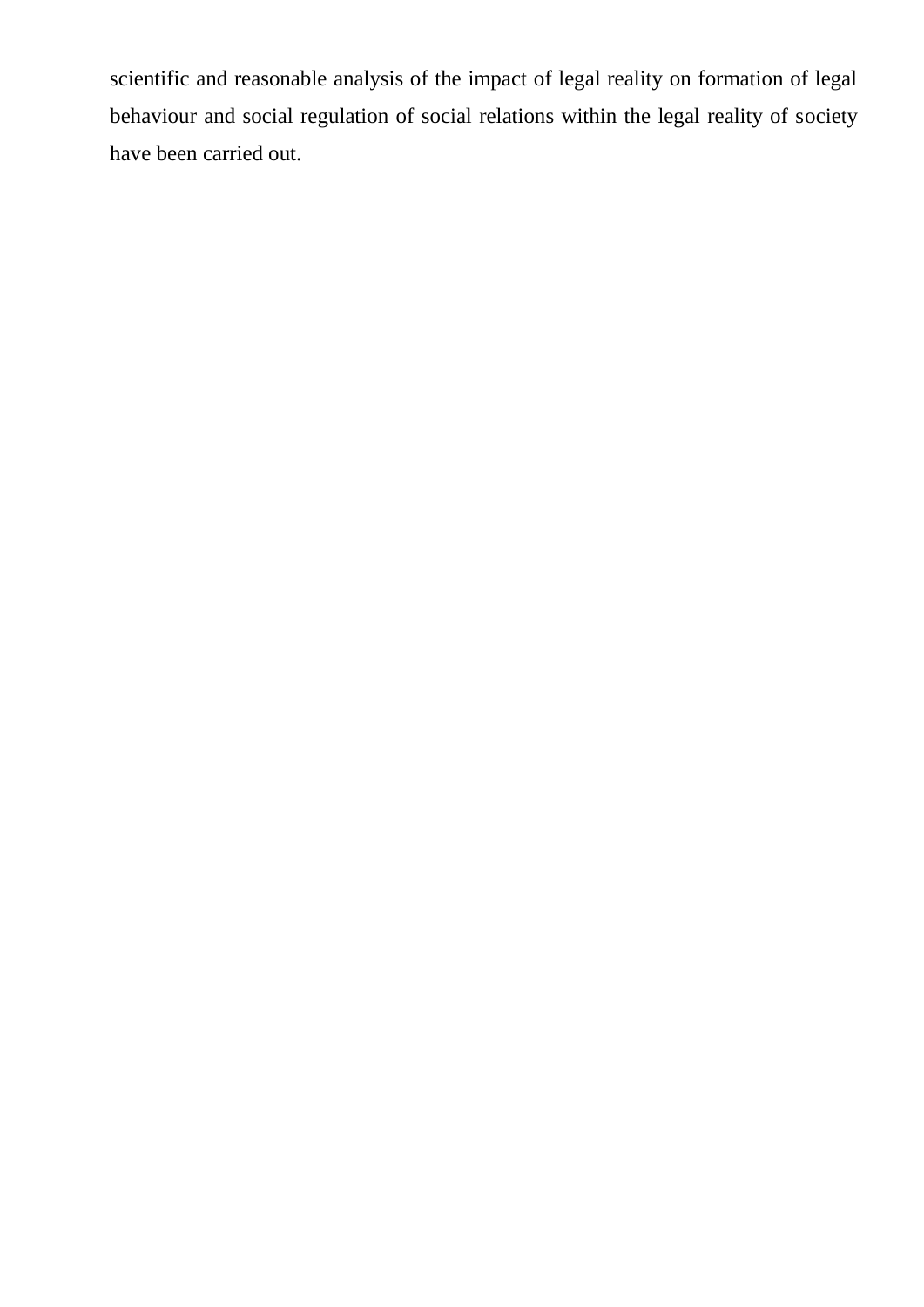scientific and reasonable analysis of the impact of legal reality on formation of legal behaviour and social regulation of social relations within the legal reality of society have been carried out.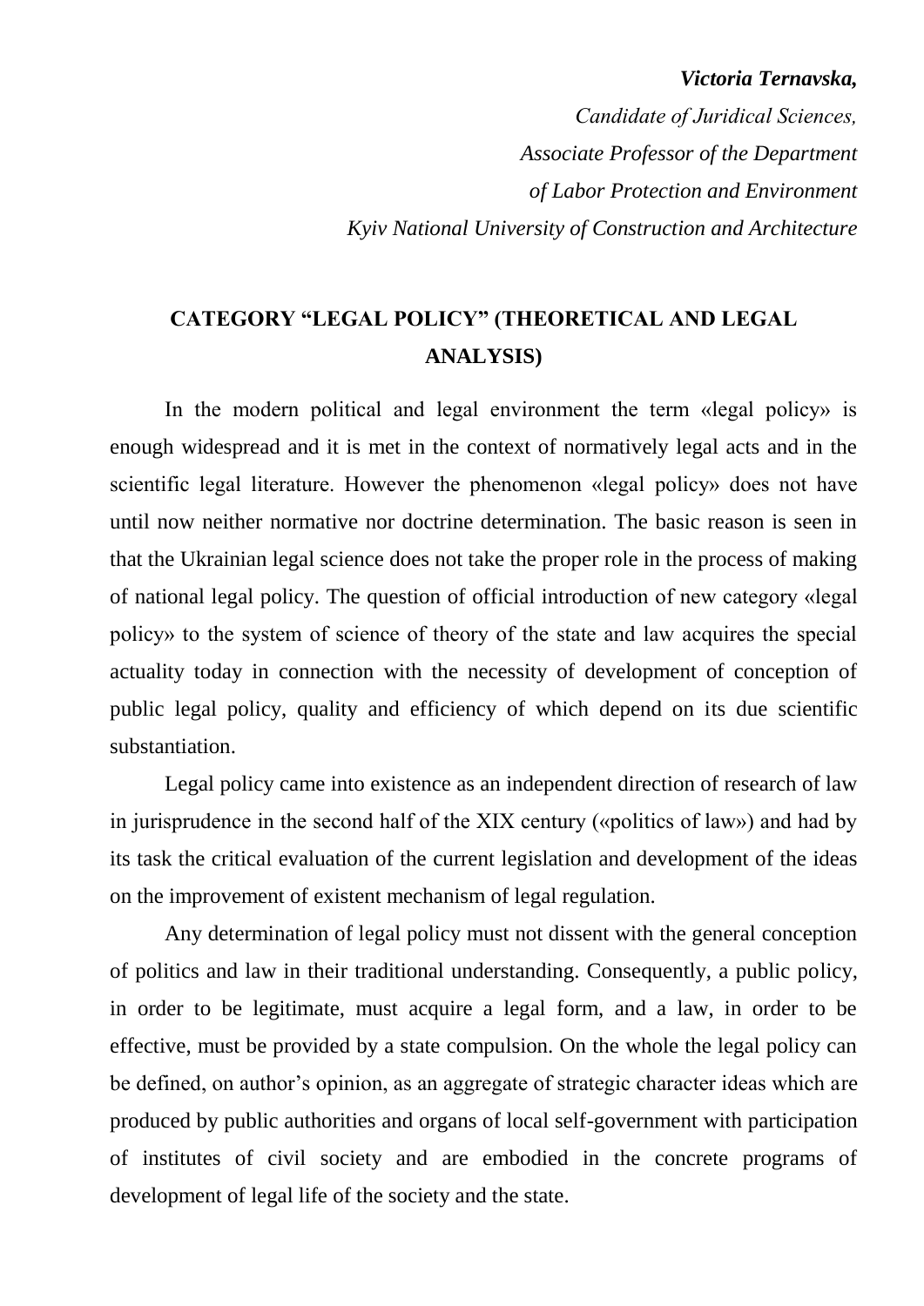***Victoria Ternavska,***

*Candidate of Juridical Sciences,*

*Associate Professor of the Department*

*of Labor Protection and Environment*

*Kyiv National University of Construction and Architecture*

## CATEGORY "LEGAL POLICY" (THEORETICAL AND LEGAL ANALYSIS)

In the modern political and legal environment the term «legal policy» is enough widespread and it is met in the context of normatively legal acts and in the scientific legal literature. However the phenomenon «legal policy» does not have until now neither normative nor doctrine determination. The basic reason is seen in that the Ukrainian legal science does not take the proper role in the process of making of national legal policy. The question of official introduction of new category «legal policy» to the system of science of theory of the state and law acquires the special actuality today in connection with the necessity of development of conception of public legal policy, quality and efficiency of which depend on its due scientific substantiation.

Legal policy came into existence as an independent direction of research of law in jurisprudence in the second half of the XIX century («politics of law») and had by its task the critical evaluation of the current legislation and development of the ideas on the improvement of existent mechanism of legal regulation.

Any determination of legal policy must not dissent with the general conception of politics and law in their traditional understanding. Consequently, a public policy, in order to be legitimate, must acquire a legal form, and a law, in order to be effective, must be provided by a state compulsion. On the whole the legal policy can be defined, on author's opinion, as an aggregate of strategic character ideas which are produced by public authorities and organs of local self-government with participation of institutes of civil society and are embodied in the concrete programs of development of legal life of the society and the state.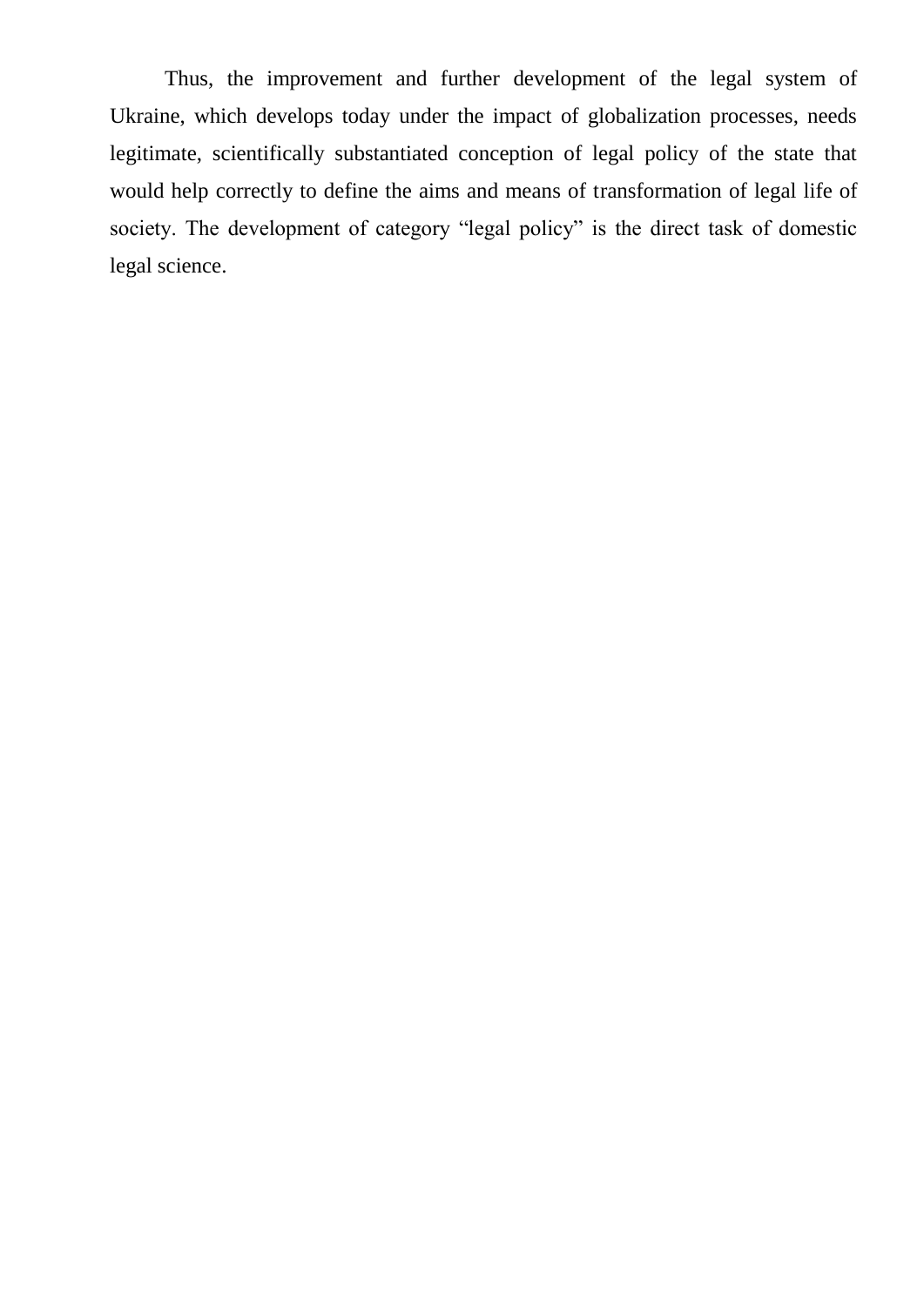Thus, the improvement and further development of the legal system of Ukraine, which develops today under the impact of globalization processes, needs legitimate, scientifically substantiated conception of legal policy of the state that would help correctly to define the aims and means of transformation of legal life of society. The development of category “legal policy” is the direct task of domestic legal science.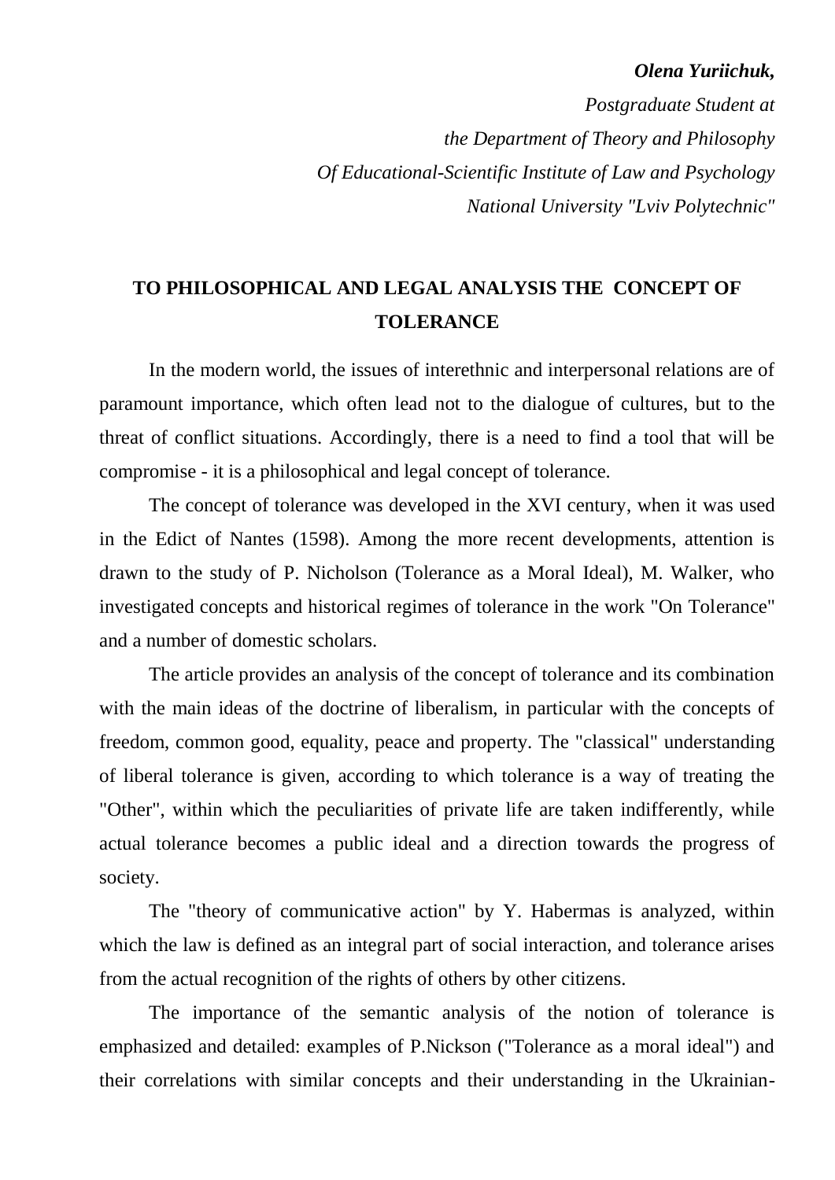***Olena Yuriichuk,***

*Postgraduate Student at*
*the Department of Theory and Philosophy*
*Of Educational-Scientific Institute of Law and Psychology*
*National University "Lviv Polytechnic"*

## TO PHILOSOPHICAL AND LEGAL ANALYSIS THE CONCEPT OF TOLERANCE

In the modern world, the issues of interethnic and interpersonal relations are of paramount importance, which often lead not to the dialogue of cultures, but to the threat of conflict situations. Accordingly, there is a need to find a tool that will be compromise - it is a philosophical and legal concept of tolerance.

The concept of tolerance was developed in the XVI century, when it was used in the Edict of Nantes (1598). Among the more recent developments, attention is drawn to the study of P. Nicholson (Tolerance as a Moral Ideal), M. Walker, who investigated concepts and historical regimes of tolerance in the work "On Tolerance" and a number of domestic scholars.

The article provides an analysis of the concept of tolerance and its combination with the main ideas of the doctrine of liberalism, in particular with the concepts of freedom, common good, equality, peace and property. The "classical" understanding of liberal tolerance is given, according to which tolerance is a way of treating the "Other", within which the peculiarities of private life are taken indifferently, while actual tolerance becomes a public ideal and a direction towards the progress of society.

The "theory of communicative action" by Y. Habermas is analyzed, within which the law is defined as an integral part of social interaction, and tolerance arises from the actual recognition of the rights of others by other citizens.

The importance of the semantic analysis of the notion of tolerance is emphasized and detailed: examples of P.Nickson ("Tolerance as a moral ideal") and their correlations with similar concepts and their understanding in the Ukrainian-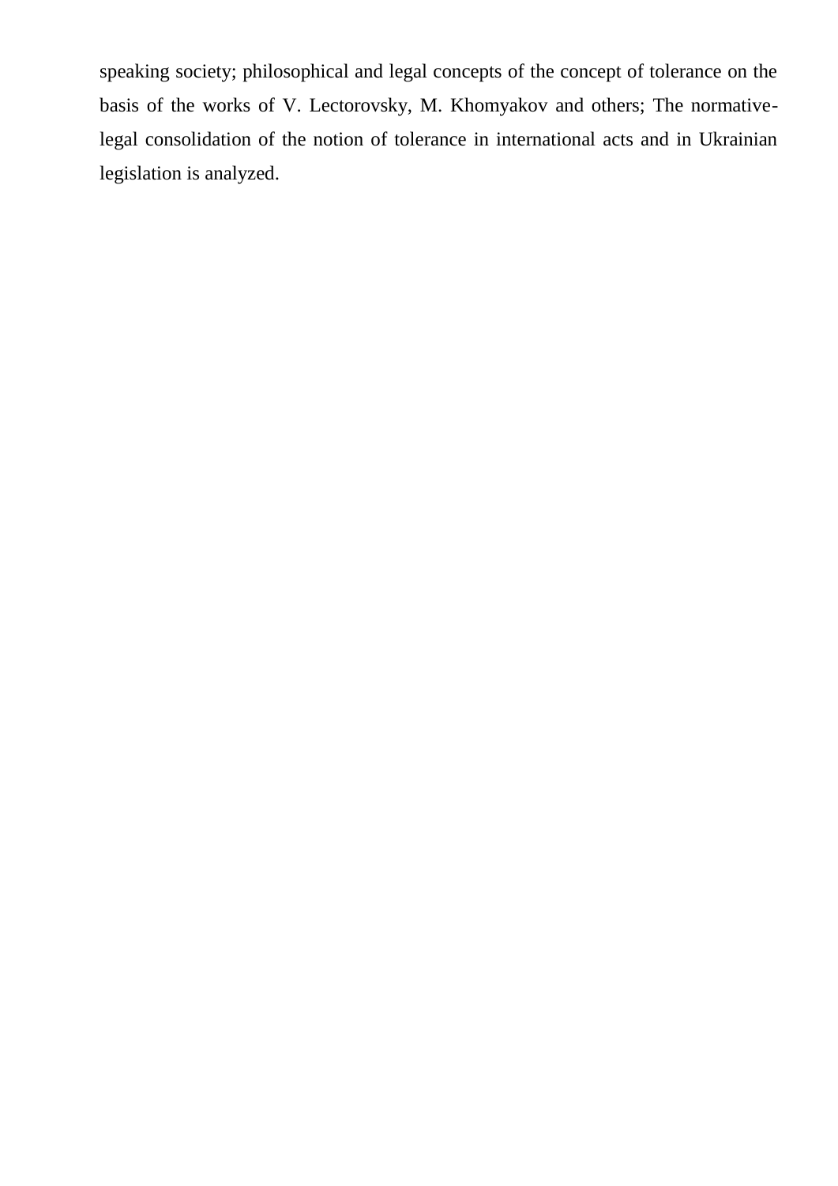speaking society; philosophical and legal concepts of the concept of tolerance on the basis of the works of V. Lectorovsky, M. Khomyakov and others; The normative-legal consolidation of the notion of tolerance in international acts and in Ukrainian legislation is analyzed.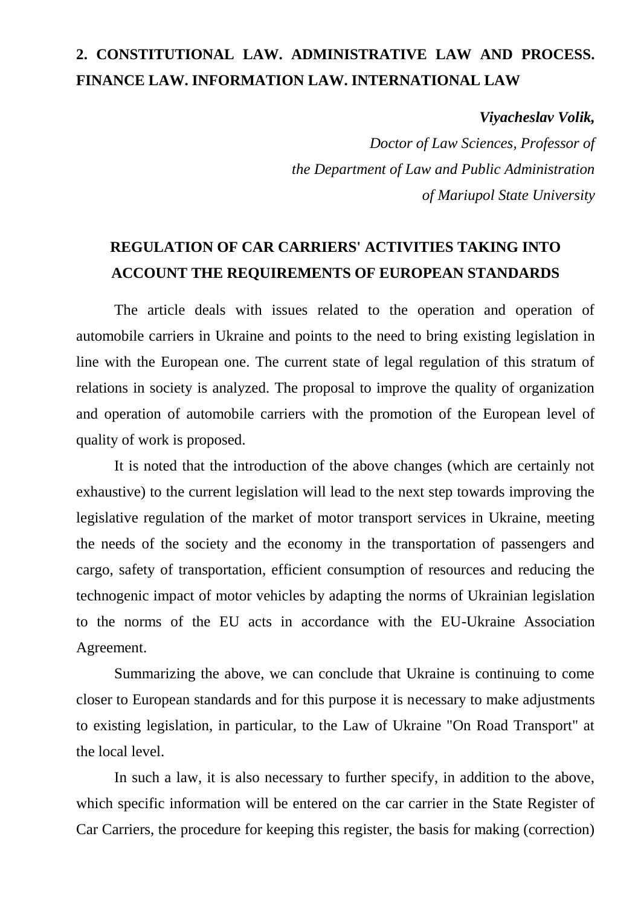## 2. CONSTITUTIONAL LAW. ADMINISTRATIVE LAW AND PROCESS. FINANCE LAW. INFORMATION LAW. INTERNATIONAL LAW

***Viyacheslav Volik,***

*Doctor of Law Sciences, Professor of the Department of Law and Public Administration of Mariupol State University*

### REGULATION OF CAR CARRIERS' ACTIVITIES TAKING INTO ACCOUNT THE REQUIREMENTS OF EUROPEAN STANDARDS

The article deals with issues related to the operation and operation of automobile carriers in Ukraine and points to the need to bring existing legislation in line with the European one. The current state of legal regulation of this stratum of relations in society is analyzed. The proposal to improve the quality of organization and operation of automobile carriers with the promotion of the European level of quality of work is proposed.

It is noted that the introduction of the above changes (which are certainly not exhaustive) to the current legislation will lead to the next step towards improving the legislative regulation of the market of motor transport services in Ukraine, meeting the needs of the society and the economy in the transportation of passengers and cargo, safety of transportation, efficient consumption of resources and reducing the technogenic impact of motor vehicles by adapting the norms of Ukrainian legislation to the norms of the EU acts in accordance with the EU-Ukraine Association Agreement.

Summarizing the above, we can conclude that Ukraine is continuing to come closer to European standards and for this purpose it is necessary to make adjustments to existing legislation, in particular, to the Law of Ukraine "On Road Transport" at the local level.

In such a law, it is also necessary to further specify, in addition to the above, which specific information will be entered on the car carrier in the State Register of Car Carriers, the procedure for keeping this register, the basis for making (correction)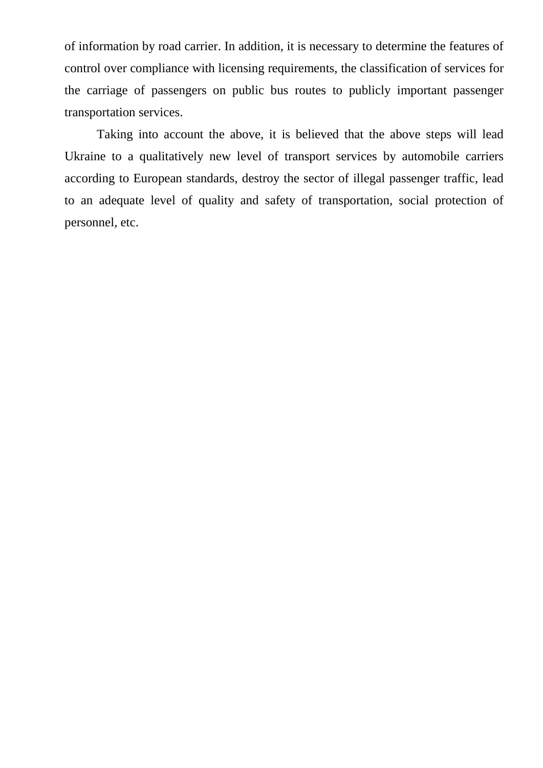of information by road carrier. In addition, it is necessary to determine the features of control over compliance with licensing requirements, the classification of services for the carriage of passengers on public bus routes to publicly important passenger transportation services.

Taking into account the above, it is believed that the above steps will lead Ukraine to a qualitatively new level of transport services by automobile carriers according to European standards, destroy the sector of illegal passenger traffic, lead to an adequate level of quality and safety of transportation, social protection of personnel, etc.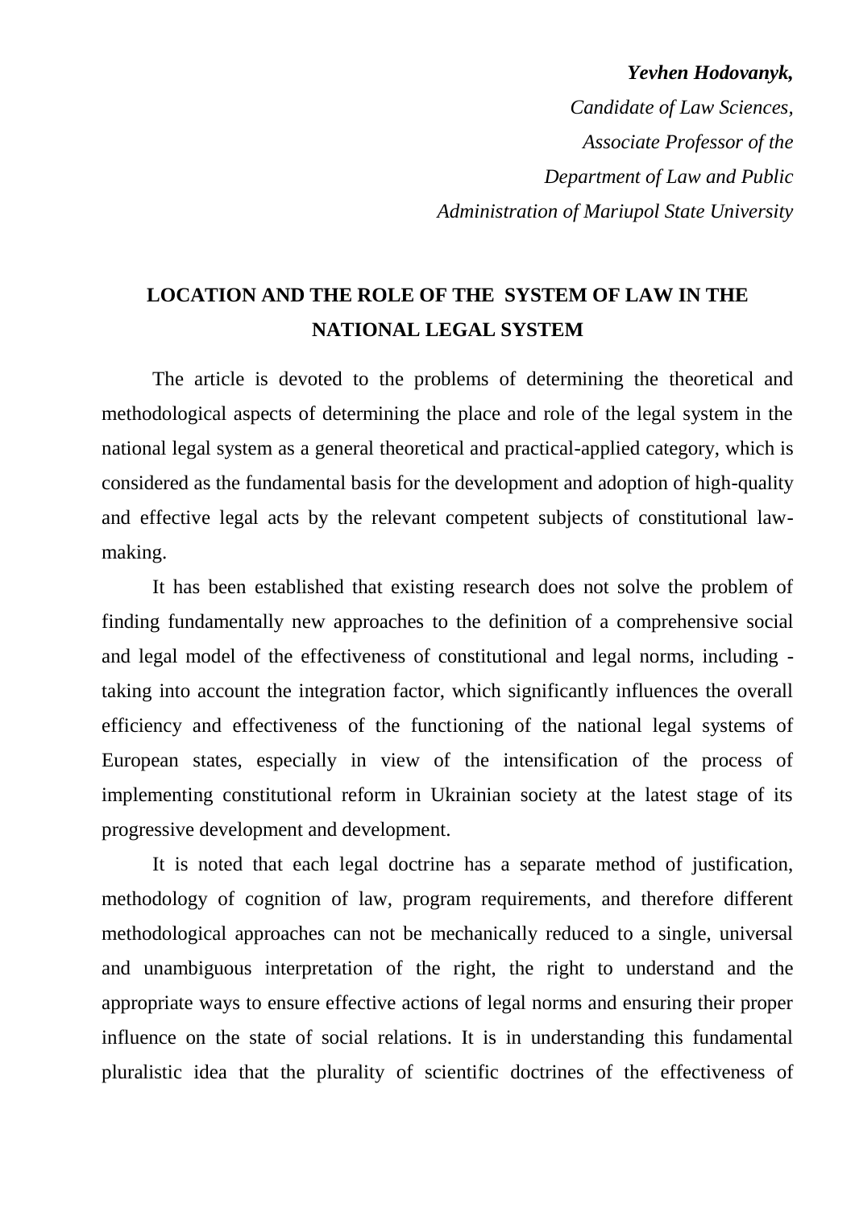***Yevhen Hodovanyk,***
*Candidate of Law Sciences,*
*Associate Professor of the*
*Department of Law and Public*
*Administration of Mariupol State University*

## LOCATION AND THE ROLE OF THE SYSTEM OF LAW IN THE NATIONAL LEGAL SYSTEM

The article is devoted to the problems of determining the theoretical and methodological aspects of determining the place and role of the legal system in the national legal system as a general theoretical and practical-applied category, which is considered as the fundamental basis for the development and adoption of high-quality and effective legal acts by the relevant competent subjects of constitutional law-making.

It has been established that existing research does not solve the problem of finding fundamentally new approaches to the definition of a comprehensive social and legal model of the effectiveness of constitutional and legal norms, including - taking into account the integration factor, which significantly influences the overall efficiency and effectiveness of the functioning of the national legal systems of European states, especially in view of the intensification of the process of implementing constitutional reform in Ukrainian society at the latest stage of its progressive development and development.

It is noted that each legal doctrine has a separate method of justification, methodology of cognition of law, program requirements, and therefore different methodological approaches can not be mechanically reduced to a single, universal and unambiguous interpretation of the right, the right to understand and the appropriate ways to ensure effective actions of legal norms and ensuring their proper influence on the state of social relations. It is in understanding this fundamental pluralistic idea that the plurality of scientific doctrines of the effectiveness of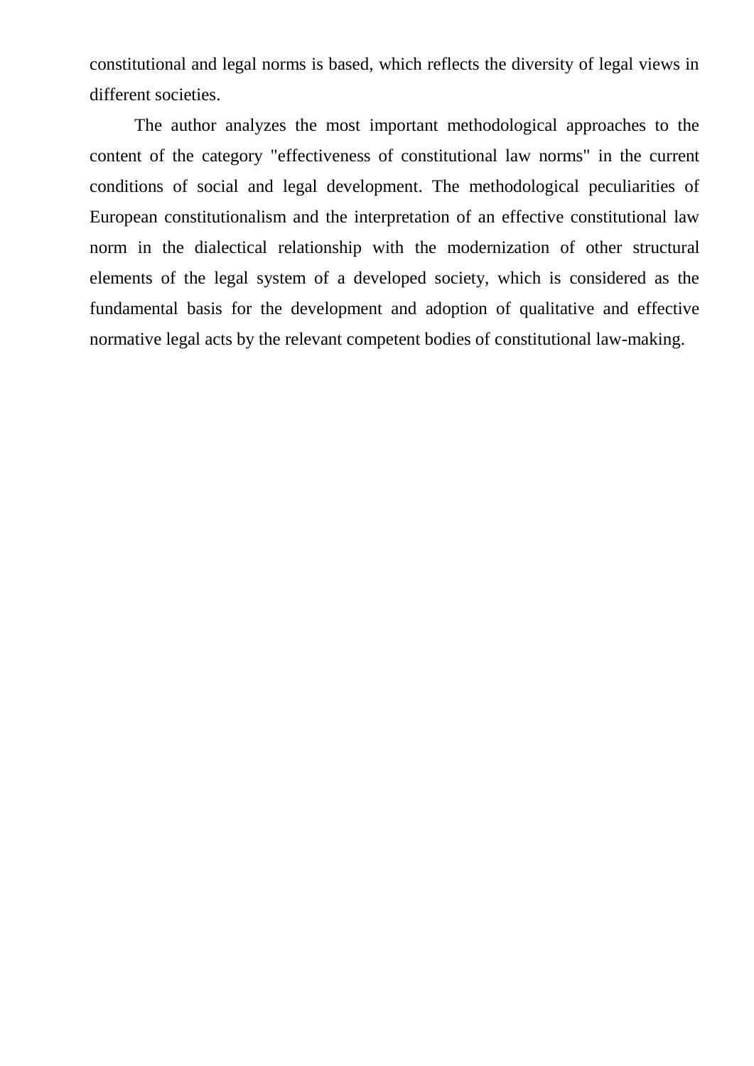constitutional and legal norms is based, which reflects the diversity of legal views in different societies.

The author analyzes the most important methodological approaches to the content of the category "effectiveness of constitutional law norms" in the current conditions of social and legal development. The methodological peculiarities of European constitutionalism and the interpretation of an effective constitutional law norm in the dialectical relationship with the modernization of other structural elements of the legal system of a developed society, which is considered as the fundamental basis for the development and adoption of qualitative and effective normative legal acts by the relevant competent bodies of constitutional law-making.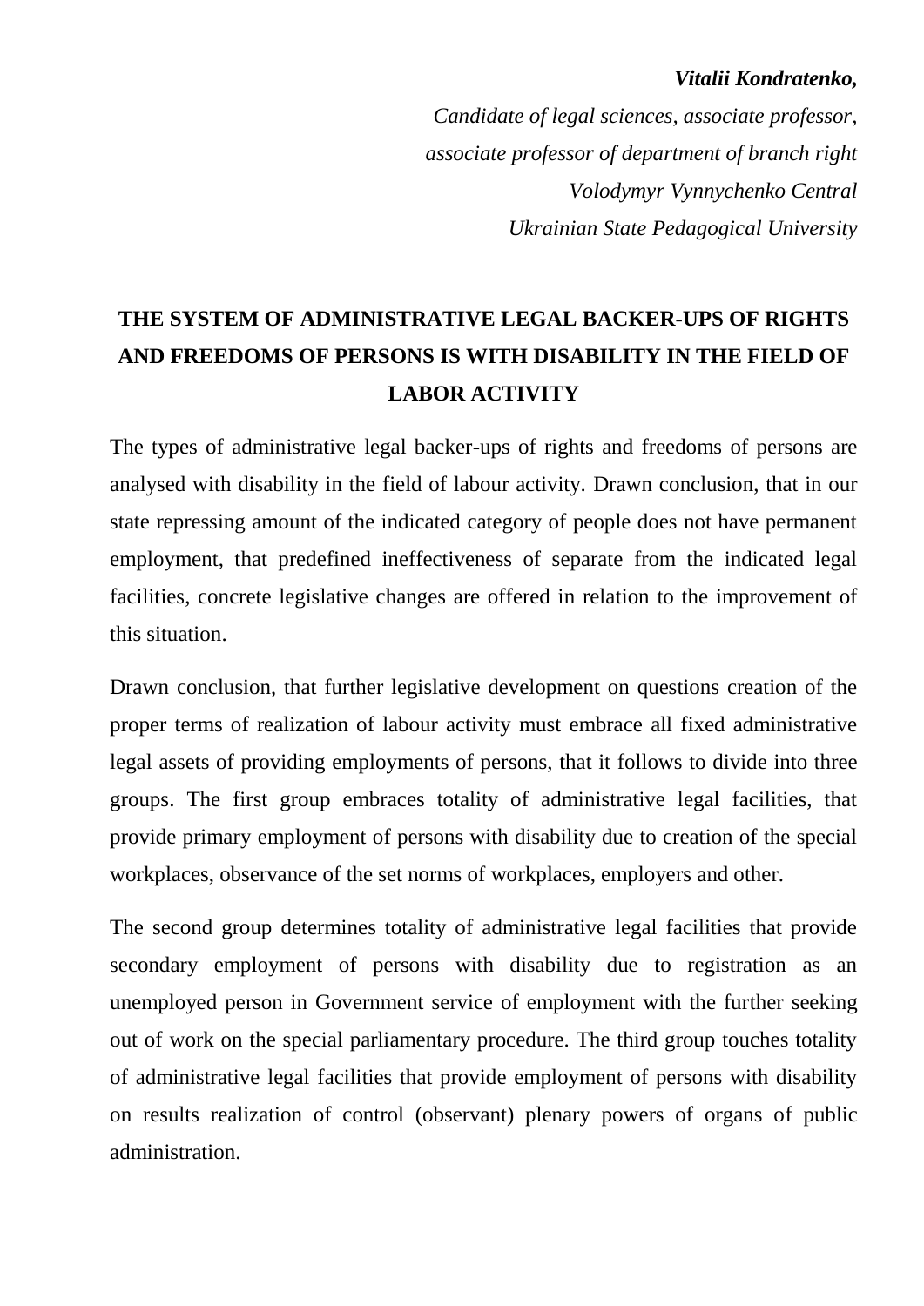***Vitalii Kondratenko,***

*Candidate of legal sciences, associate professor,*
*associate professor of department of branch right*
*Volodymyr Vynnychenko Central*
*Ukrainian State Pedagogical University*

# THE SYSTEM OF ADMINISTRATIVE LEGAL BACKER-UPS OF RIGHTS AND FREEDOMS OF PERSONS IS WITH DISABILITY IN THE FIELD OF LABOR ACTIVITY

The types of administrative legal backer-ups of rights and freedoms of persons are analysed with disability in the field of labour activity. Drawn conclusion, that in our state repressing amount of the indicated category of people does not have permanent employment, that predefined ineffectiveness of separate from the indicated legal facilities, concrete legislative changes are offered in relation to the improvement of this situation.

Drawn conclusion, that further legislative development on questions creation of the proper terms of realization of labour activity must embrace all fixed administrative legal assets of providing employments of persons, that it follows to divide into three groups. The first group embraces totality of administrative legal facilities, that provide primary employment of persons with disability due to creation of the special workplaces, observance of the set norms of workplaces, employers and other.

The second group determines totality of administrative legal facilities that provide secondary employment of persons with disability due to registration as an unemployed person in Government service of employment with the further seeking out of work on the special parliamentary procedure. The third group touches totality of administrative legal facilities that provide employment of persons with disability on results realization of control (observant) plenary powers of organs of public administration.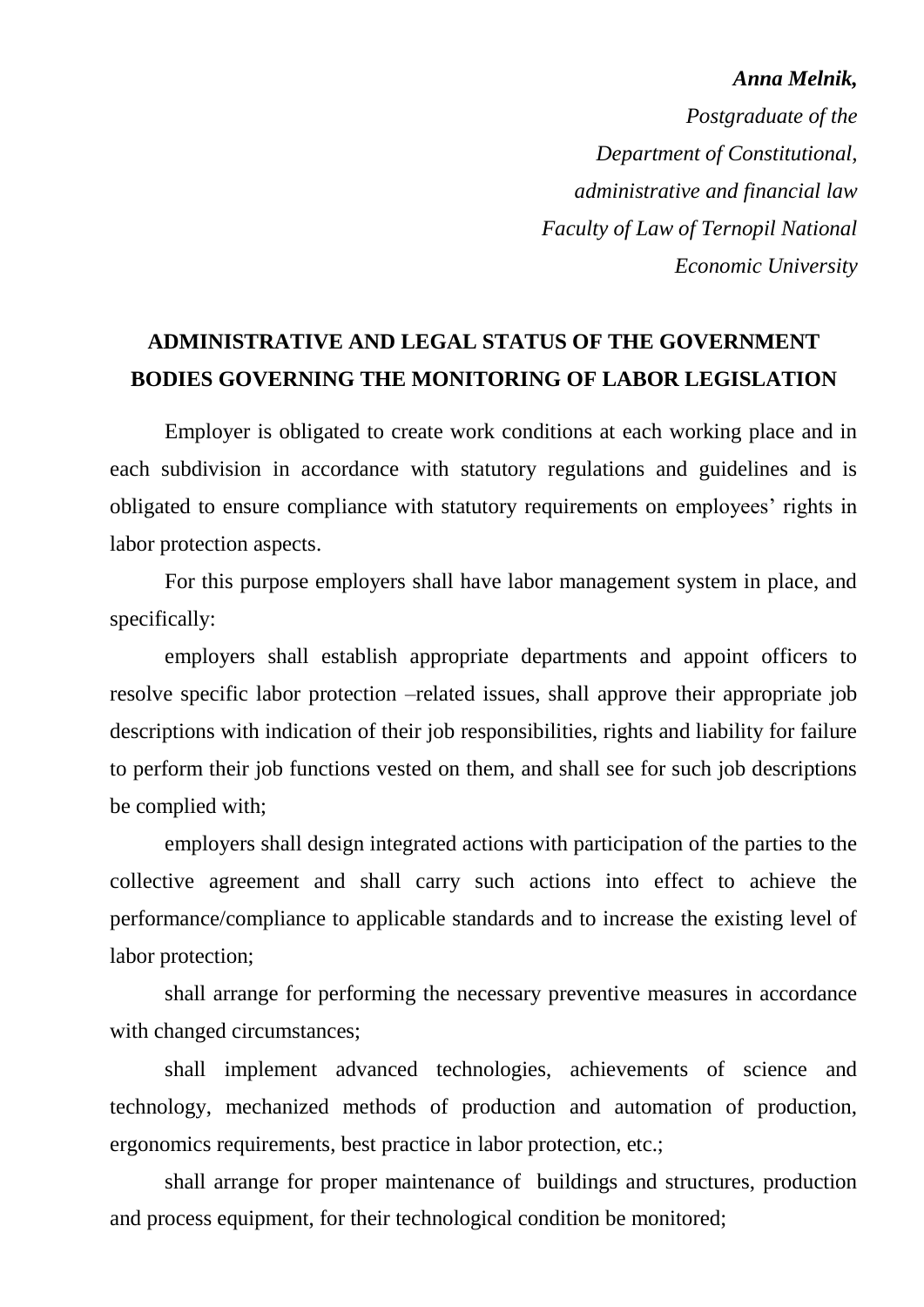***Anna Melnik,***

*Postgraduate of the*
*Department of Constitutional,*
*administrative and financial law*
*Faculty of Law of Ternopil National*
*Economic University*

## ADMINISTRATIVE AND LEGAL STATUS OF THE GOVERNMENT BODIES GOVERNING THE MONITORING OF LABOR LEGISLATION

Employer is obligated to create work conditions at each working place and in each subdivision in accordance with statutory regulations and guidelines and is obligated to ensure compliance with statutory requirements on employees' rights in labor protection aspects.

For this purpose employers shall have labor management system in place, and specifically:

employers shall establish appropriate departments and appoint officers to resolve specific labor protection –related issues, shall approve their appropriate job descriptions with indication of their job responsibilities, rights and liability for failure to perform their job functions vested on them, and shall see for such job descriptions be complied with;

employers shall design integrated actions with participation of the parties to the collective agreement and shall carry such actions into effect to achieve the performance/compliance to applicable standards and to increase the existing level of labor protection;

shall arrange for performing the necessary preventive measures in accordance with changed circumstances;

shall implement advanced technologies, achievements of science and technology, mechanized methods of production and automation of production, ergonomics requirements, best practice in labor protection, etc.;

shall arrange for proper maintenance of buildings and structures, production and process equipment, for their technological condition be monitored;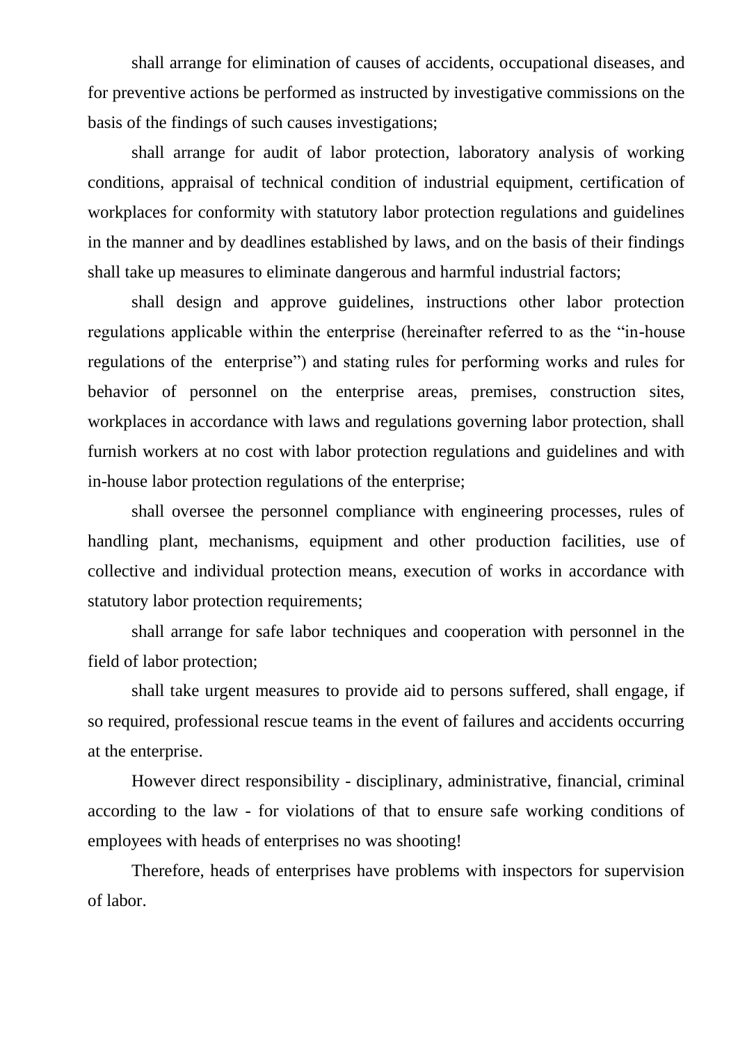shall arrange for elimination of causes of accidents, occupational diseases, and for preventive actions be performed as instructed by investigative commissions on the basis of the findings of such causes investigations;

shall arrange for audit of labor protection, laboratory analysis of working conditions, appraisal of technical condition of industrial equipment, certification of workplaces for conformity with statutory labor protection regulations and guidelines in the manner and by deadlines established by laws, and on the basis of their findings shall take up measures to eliminate dangerous and harmful industrial factors;

shall design and approve guidelines, instructions other labor protection regulations applicable within the enterprise (hereinafter referred to as the "in-house regulations of the enterprise") and stating rules for performing works and rules for behavior of personnel on the enterprise areas, premises, construction sites, workplaces in accordance with laws and regulations governing labor protection, shall furnish workers at no cost with labor protection regulations and guidelines and with in-house labor protection regulations of the enterprise;

shall oversee the personnel compliance with engineering processes, rules of handling plant, mechanisms, equipment and other production facilities, use of collective and individual protection means, execution of works in accordance with statutory labor protection requirements;

shall arrange for safe labor techniques and cooperation with personnel in the field of labor protection;

shall take urgent measures to provide aid to persons suffered, shall engage, if so required, professional rescue teams in the event of failures and accidents occurring at the enterprise.

However direct responsibility - disciplinary, administrative, financial, criminal according to the law - for violations of that to ensure safe working conditions of employees with heads of enterprises no was shooting!

Therefore, heads of enterprises have problems with inspectors for supervision of labor.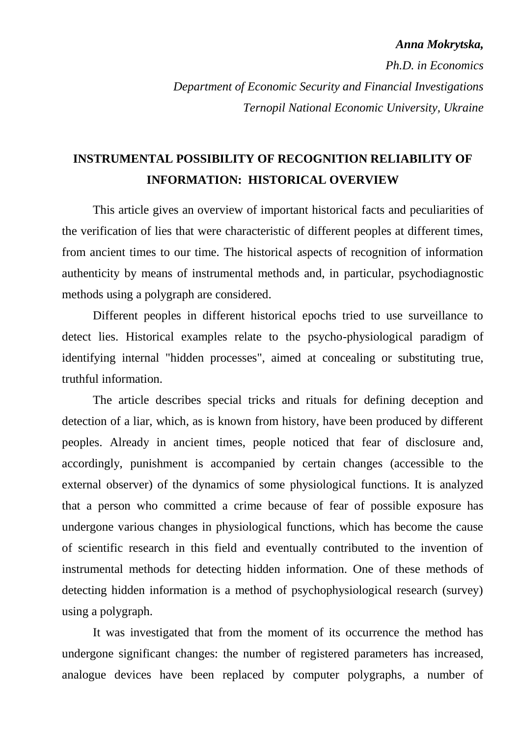***Anna Mokrytska,***

*Ph.D. in Economics*

*Department of Economic Security and Financial Investigations*

*Ternopil National Economic University, Ukraine*

## INSTRUMENTAL POSSIBILITY OF RECOGNITION RELIABILITY OF INFORMATION: HISTORICAL OVERVIEW

This article gives an overview of important historical facts and peculiarities of the verification of lies that were characteristic of different peoples at different times, from ancient times to our time. The historical aspects of recognition of information authenticity by means of instrumental methods and, in particular, psychodiagnostic methods using a polygraph are considered.

Different peoples in different historical epochs tried to use surveillance to detect lies. Historical examples relate to the psycho-physiological paradigm of identifying internal "hidden processes", aimed at concealing or substituting true, truthful information.

The article describes special tricks and rituals for defining deception and detection of a liar, which, as is known from history, have been produced by different peoples. Already in ancient times, people noticed that fear of disclosure and, accordingly, punishment is accompanied by certain changes (accessible to the external observer) of the dynamics of some physiological functions. It is analyzed that a person who committed a crime because of fear of possible exposure has undergone various changes in physiological functions, which has become the cause of scientific research in this field and eventually contributed to the invention of instrumental methods for detecting hidden information. One of these methods of detecting hidden information is a method of psychophysiological research (survey) using a polygraph.

It was investigated that from the moment of its occurrence the method has undergone significant changes: the number of registered parameters has increased, analogue devices have been replaced by computer polygraphs, a number of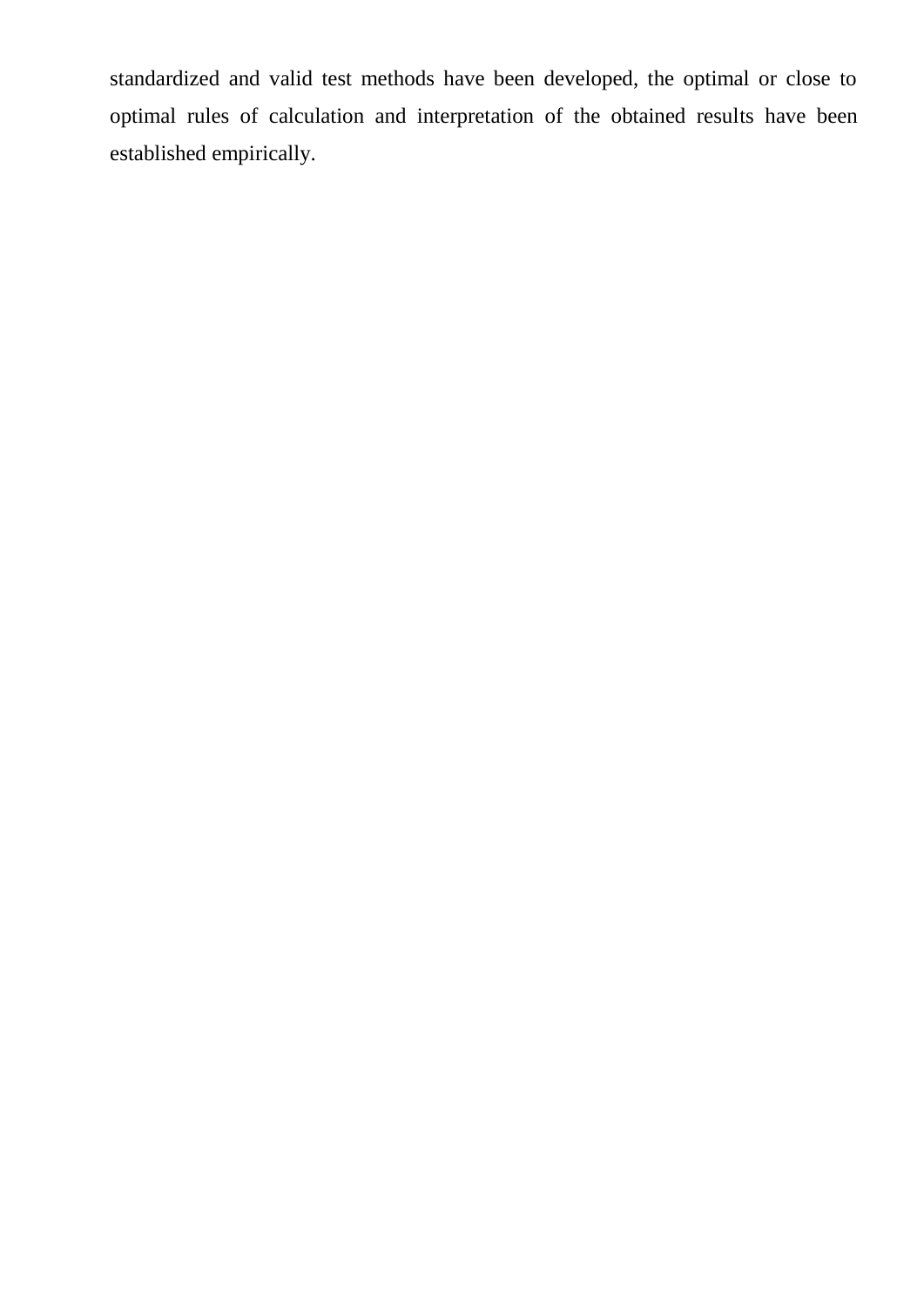standardized and valid test methods have been developed, the optimal or close to optimal rules of calculation and interpretation of the obtained results have been established empirically.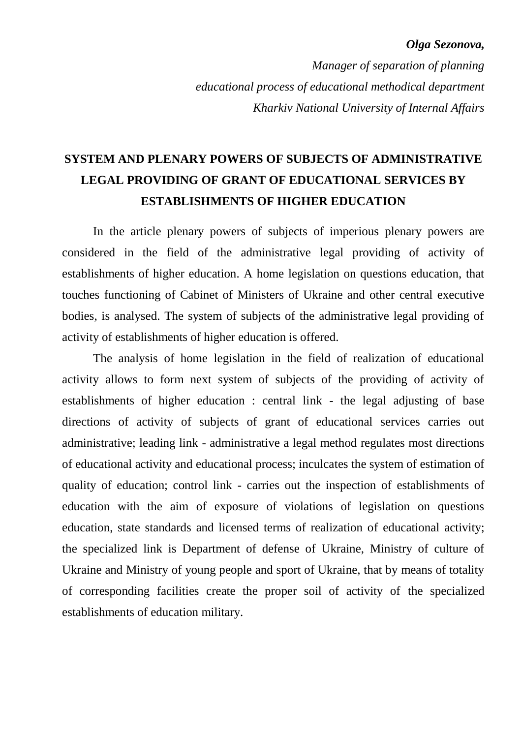***Olga Sezonova,***

*Manager of separation of planning*
*educational process of educational methodical department*
*Kharkiv National University of Internal Affairs*

# SYSTEM AND PLENARY POWERS OF SUBJECTS OF ADMINISTRATIVE LEGAL PROVIDING OF GRANT OF EDUCATIONAL SERVICES BY ESTABLISHMENTS OF HIGHER EDUCATION

In the article plenary powers of subjects of imperious plenary powers are considered in the field of the administrative legal providing of activity of establishments of higher education. A home legislation on questions education, that touches functioning of Cabinet of Ministers of Ukraine and other central executive bodies, is analysed. The system of subjects of the administrative legal providing of activity of establishments of higher education is offered.

The analysis of home legislation in the field of realization of educational activity allows to form next system of subjects of the providing of activity of establishments of higher education : central link - the legal adjusting of base directions of activity of subjects of grant of educational services carries out administrative; leading link - administrative a legal method regulates most directions of educational activity and educational process; inculcates the system of estimation of quality of education; control link - carries out the inspection of establishments of education with the aim of exposure of violations of legislation on questions education, state standards and licensed terms of realization of educational activity; the specialized link is Department of defense of Ukraine, Ministry of culture of Ukraine and Ministry of young people and sport of Ukraine, that by means of totality of corresponding facilities create the proper soil of activity of the specialized establishments of education military.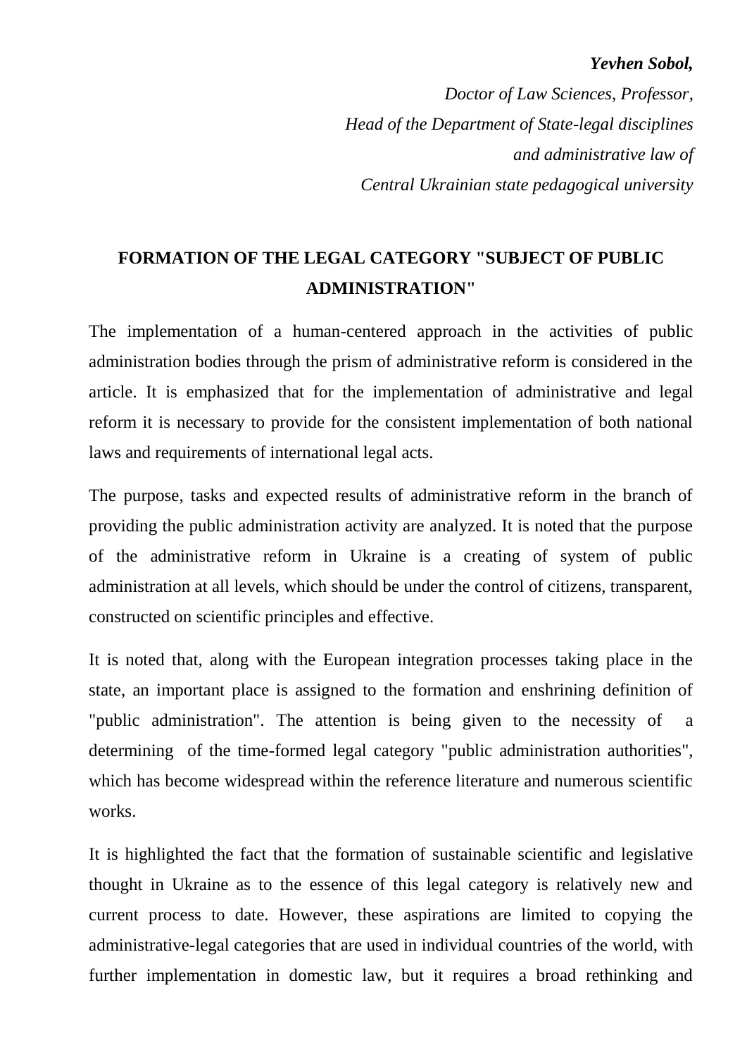***Yevhen Sobol,***

*Doctor of Law Sciences, Professor,*
*Head of the Department of State-legal disciplines*
*and administrative law of*
*Central Ukrainian state pedagogical university*

## FORMATION OF THE LEGAL CATEGORY "SUBJECT OF PUBLIC ADMINISTRATION"

The implementation of a human-centered approach in the activities of public administration bodies through the prism of administrative reform is considered in the article. It is emphasized that for the implementation of administrative and legal reform it is necessary to provide for the consistent implementation of both national laws and requirements of international legal acts.

The purpose, tasks and expected results of administrative reform in the branch of providing the public administration activity are analyzed. It is noted that the purpose of the administrative reform in Ukraine is a creating of system of public administration at all levels, which should be under the control of citizens, transparent, constructed on scientific principles and effective.

It is noted that, along with the European integration processes taking place in the state, an important place is assigned to the formation and enshrining definition of "public administration". The attention is being given to the necessity of a determining of the time-formed legal category "public administration authorities", which has become widespread within the reference literature and numerous scientific works.

It is highlighted the fact that the formation of sustainable scientific and legislative thought in Ukraine as to the essence of this legal category is relatively new and current process to date. However, these aspirations are limited to copying the administrative-legal categories that are used in individual countries of the world, with further implementation in domestic law, but it requires a broad rethinking and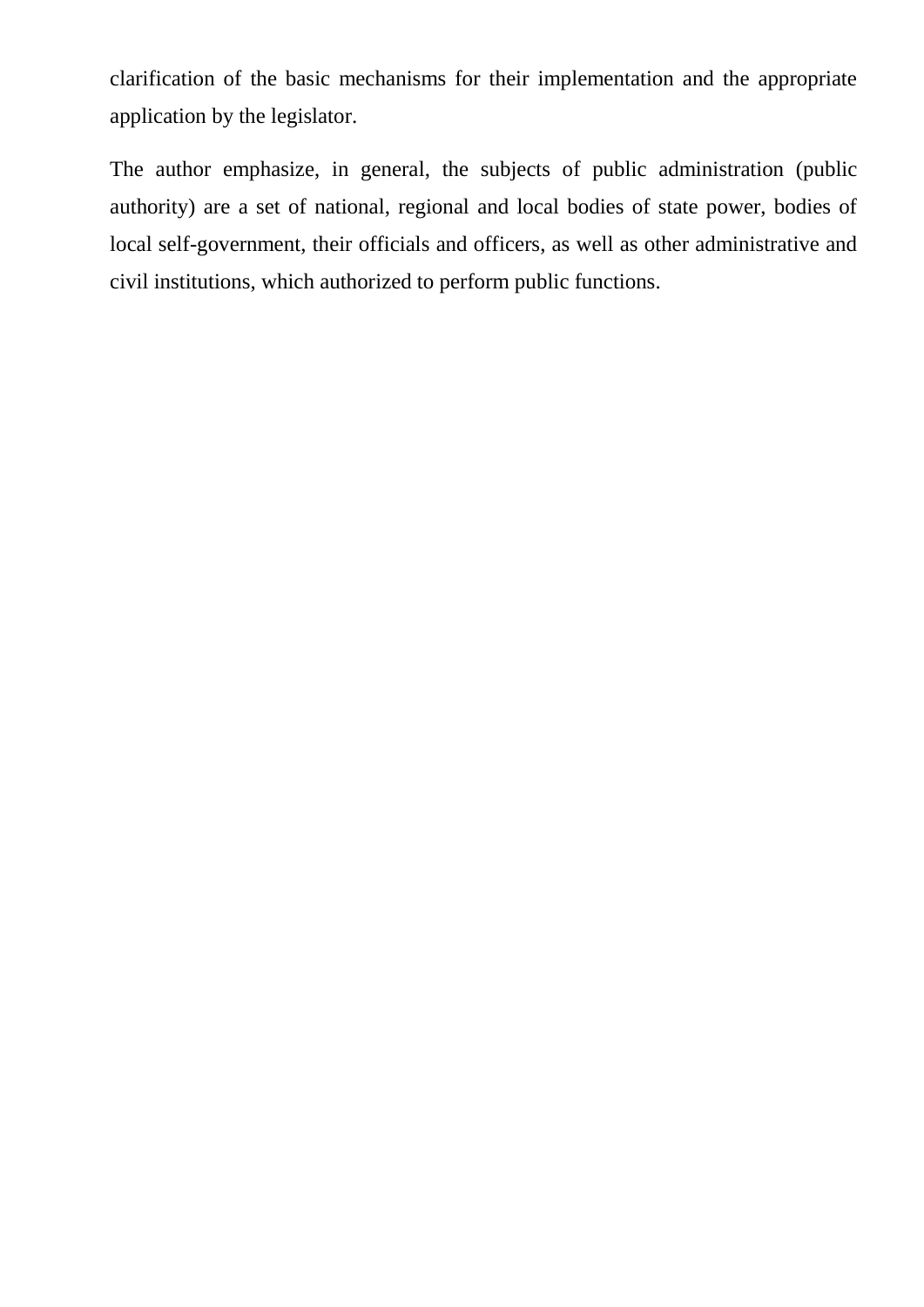clarification of the basic mechanisms for their implementation and the appropriate application by the legislator.

The author emphasize, in general, the subjects of public administration (public authority) are a set of national, regional and local bodies of state power, bodies of local self-government, their officials and officers, as well as other administrative and civil institutions, which authorized to perform public functions.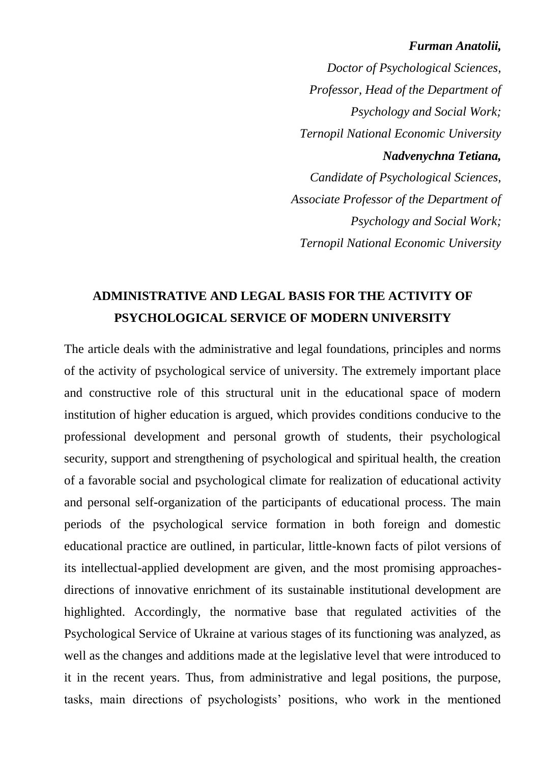***Furman Anatolii,***

*Doctor of Psychological Sciences,*
*Professor, Head of the Department of*
*Psychology and Social Work;*
*Ternopil National Economic University*

***Nadvenychna Tetiana,***

*Candidate of Psychological Sciences,*
*Associate Professor of the Department of*
*Psychology and Social Work;*
*Ternopil National Economic University*

# ADMINISTRATIVE AND LEGAL BASIS FOR THE ACTIVITY OF PSYCHOLOGICAL SERVICE OF MODERN UNIVERSITY

The article deals with the administrative and legal foundations, principles and norms of the activity of psychological service of university. The extremely important place and constructive role of this structural unit in the educational space of modern institution of higher education is argued, which provides conditions conducive to the professional development and personal growth of students, their psychological security, support and strengthening of psychological and spiritual health, the creation of a favorable social and psychological climate for realization of educational activity and personal self-organization of the participants of educational process. The main periods of the psychological service formation in both foreign and domestic educational practice are outlined, in particular, little-known facts of pilot versions of its intellectual-applied development are given, and the most promising approaches-directions of innovative enrichment of its sustainable institutional development are highlighted. Accordingly, the normative base that regulated activities of the Psychological Service of Ukraine at various stages of its functioning was analyzed, as well as the changes and additions made at the legislative level that were introduced to it in the recent years. Thus, from administrative and legal positions, the purpose, tasks, main directions of psychologists' positions, who work in the mentioned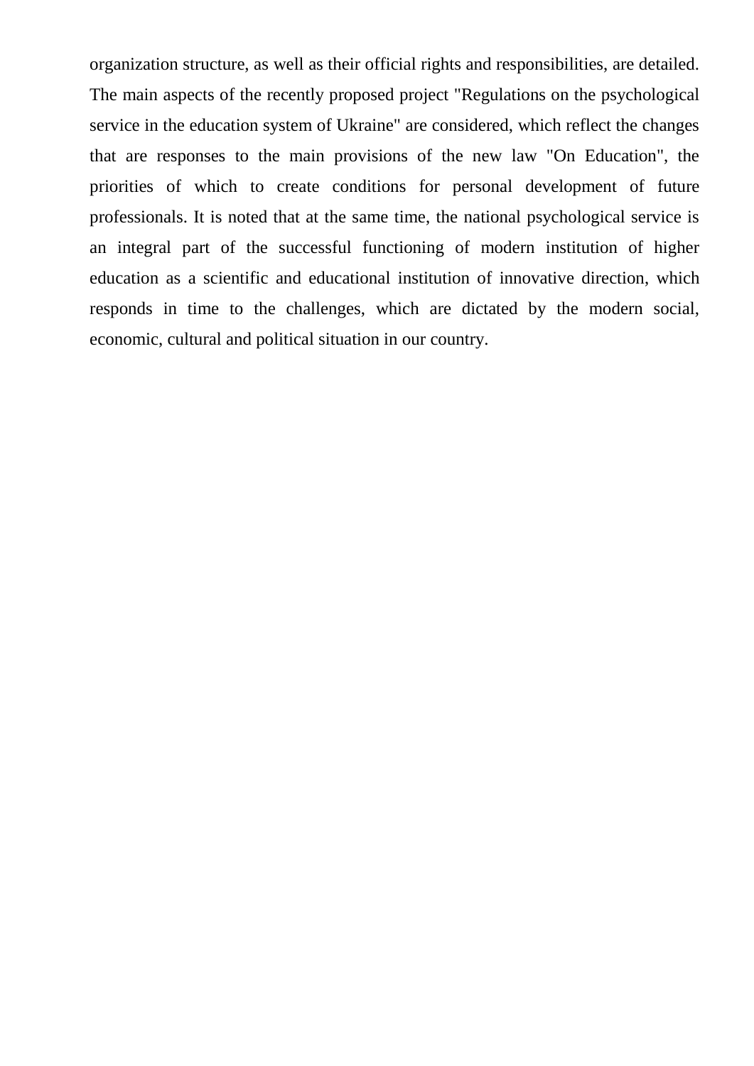organization structure, as well as their official rights and responsibilities, are detailed. The main aspects of the recently proposed project "Regulations on the psychological service in the education system of Ukraine" are considered, which reflect the changes that are responses to the main provisions of the new law "On Education", the priorities of which to create conditions for personal development of future professionals. It is noted that at the same time, the national psychological service is an integral part of the successful functioning of modern institution of higher education as a scientific and educational institution of innovative direction, which responds in time to the challenges, which are dictated by the modern social, economic, cultural and political situation in our country.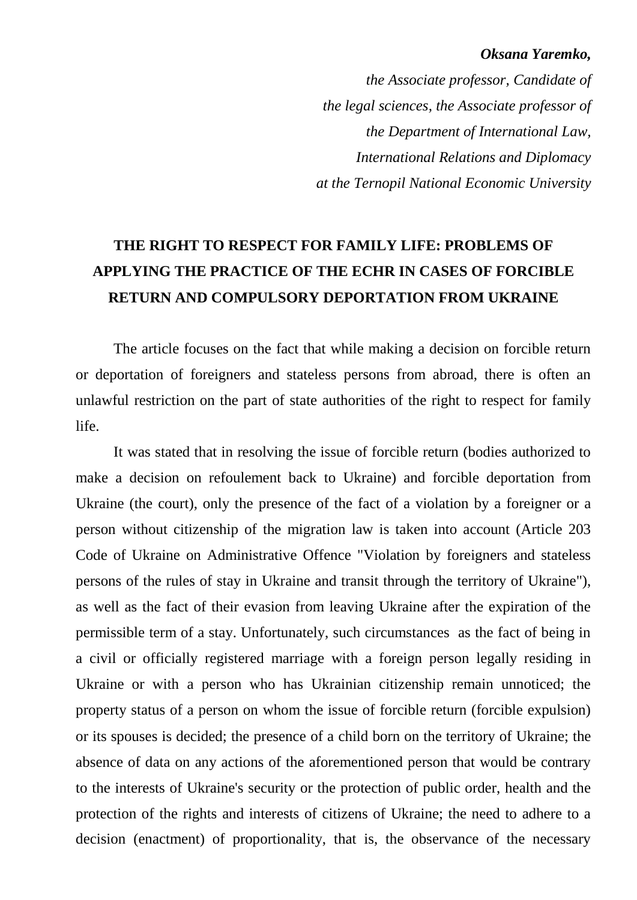***Oksana Yaremko,***

*the Associate professor, Candidate of the legal sciences, the Associate professor of the Department of International Law, International Relations and Diplomacy at the Ternopil National Economic University*

# THE RIGHT TO RESPECT FOR FAMILY LIFE: PROBLEMS OF APPLYING THE PRACTICE OF THE ECHR IN CASES OF FORCIBLE RETURN AND COMPULSORY DEPORTATION FROM UKRAINE

The article focuses on the fact that while making a decision on forcible return or deportation of foreigners and stateless persons from abroad, there is often an unlawful restriction on the part of state authorities of the right to respect for family life.

It was stated that in resolving the issue of forcible return (bodies authorized to make a decision on refoulement back to Ukraine) and forcible deportation from Ukraine (the court), only the presence of the fact of a violation by a foreigner or a person without citizenship of the migration law is taken into account (Article 203 Code of Ukraine on Administrative Offence "Violation by foreigners and stateless persons of the rules of stay in Ukraine and transit through the territory of Ukraine"), as well as the fact of their evasion from leaving Ukraine after the expiration of the permissible term of a stay. Unfortunately, such circumstances as the fact of being in a civil or officially registered marriage with a foreign person legally residing in Ukraine or with a person who has Ukrainian citizenship remain unnoticed; the property status of a person on whom the issue of forcible return (forcible expulsion) or its spouses is decided; the presence of a child born on the territory of Ukraine; the absence of data on any actions of the aforementioned person that would be contrary to the interests of Ukraine's security or the protection of public order, health and the protection of the rights and interests of citizens of Ukraine; the need to adhere to a decision (enactment) of proportionality, that is, the observance of the necessary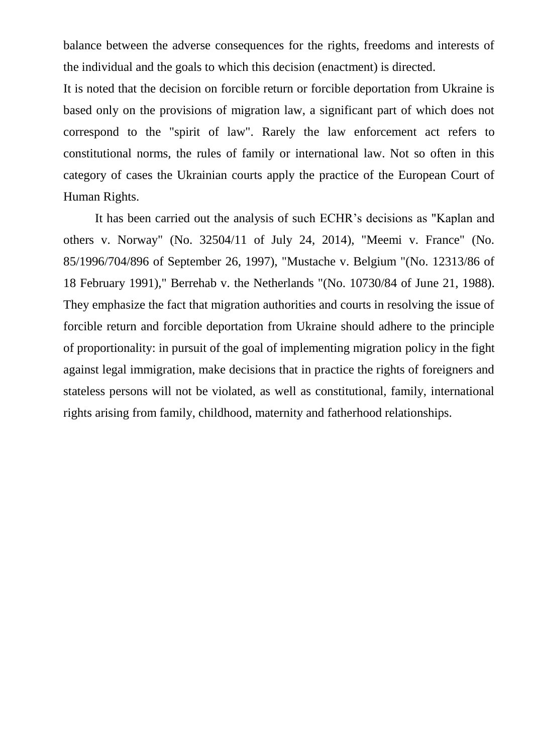balance between the adverse consequences for the rights, freedoms and interests of the individual and the goals to which this decision (enactment) is directed.

It is noted that the decision on forcible return or forcible deportation from Ukraine is based only on the provisions of migration law, a significant part of which does not correspond to the "spirit of law". Rarely the law enforcement act refers to constitutional norms, the rules of family or international law. Not so often in this category of cases the Ukrainian courts apply the practice of the European Court of Human Rights.

It has been carried out the analysis of such ECHR's decisions as "Kaplan and others v. Norway" (No. 32504/11 of July 24, 2014), "Meemi v. France" (No. 85/1996/704/896 of September 26, 1997), "Mustache v. Belgium "(No. 12313/86 of 18 February 1991)," Berrehab v. the Netherlands "(No. 10730/84 of June 21, 1988). They emphasize the fact that migration authorities and courts in resolving the issue of forcible return and forcible deportation from Ukraine should adhere to the principle of proportionality: in pursuit of the goal of implementing migration policy in the fight against legal immigration, make decisions that in practice the rights of foreigners and stateless persons will not be violated, as well as constitutional, family, international rights arising from family, childhood, maternity and fatherhood relationships.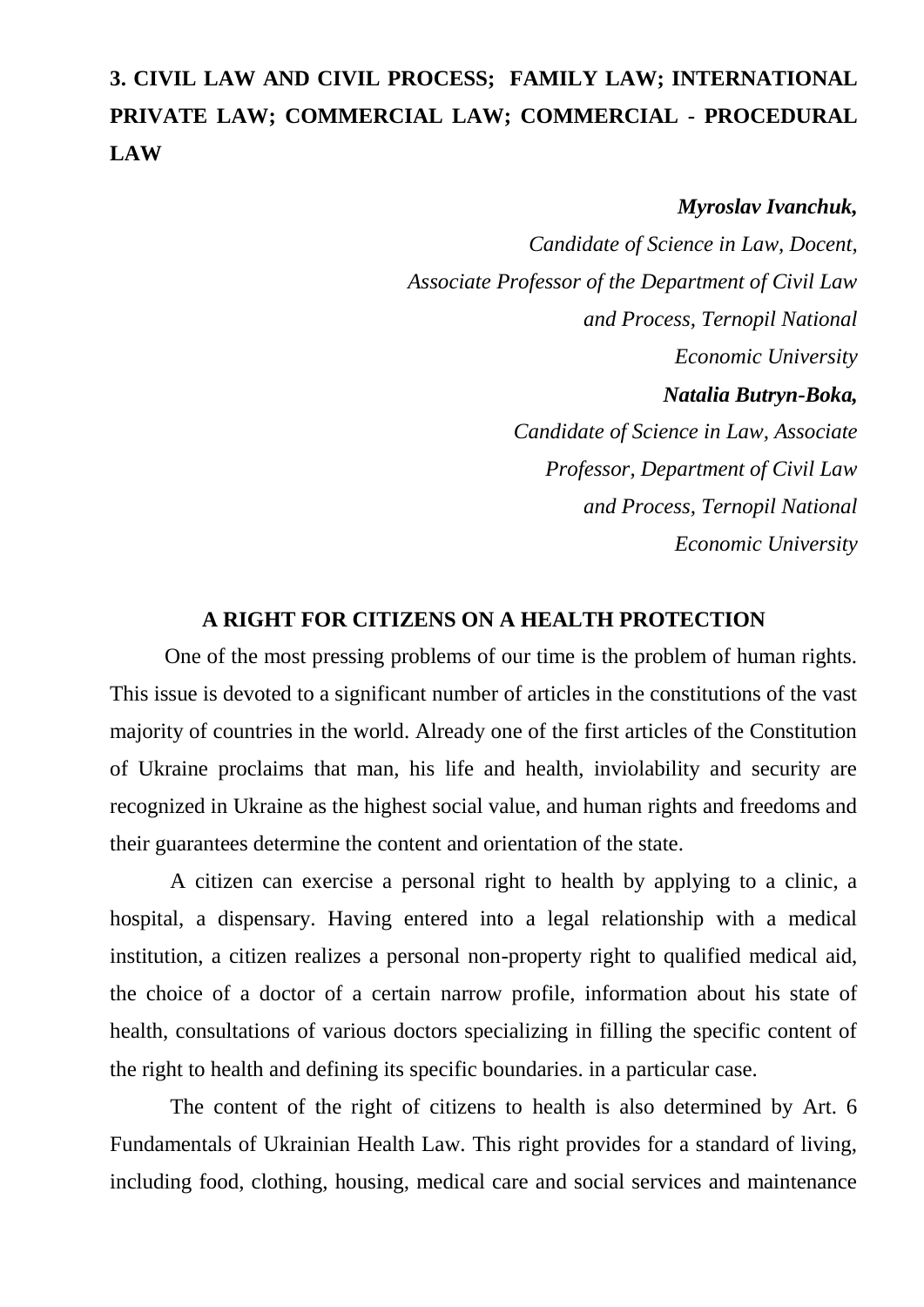# 3. CIVIL LAW AND CIVIL PROCESS; FAMILY LAW; INTERNATIONAL PRIVATE LAW; COMMERCIAL LAW; COMMERCIAL - PROCEDURAL LAW

***Myroslav Ivanchuk,***
*Candidate of Science in Law, Docent, Associate Professor of the Department of Civil Law and Process, Ternopil National Economic University*

***Natalia Butryn-Boka,***
*Candidate of Science in Law, Associate Professor, Department of Civil Law and Process, Ternopil National Economic University*

## A RIGHT FOR CITIZENS ON A HEALTH PROTECTION

One of the most pressing problems of our time is the problem of human rights. This issue is devoted to a significant number of articles in the constitutions of the vast majority of countries in the world. Already one of the first articles of the Constitution of Ukraine proclaims that man, his life and health, inviolability and security are recognized in Ukraine as the highest social value, and human rights and freedoms and their guarantees determine the content and orientation of the state.

A citizen can exercise a personal right to health by applying to a clinic, a hospital, a dispensary. Having entered into a legal relationship with a medical institution, a citizen realizes a personal non-property right to qualified medical aid, the choice of a doctor of a certain narrow profile, information about his state of health, consultations of various doctors specializing in filling the specific content of the right to health and defining its specific boundaries. in a particular case.

The content of the right of citizens to health is also determined by Art. 6 Fundamentals of Ukrainian Health Law. This right provides for a standard of living, including food, clothing, housing, medical care and social services and maintenance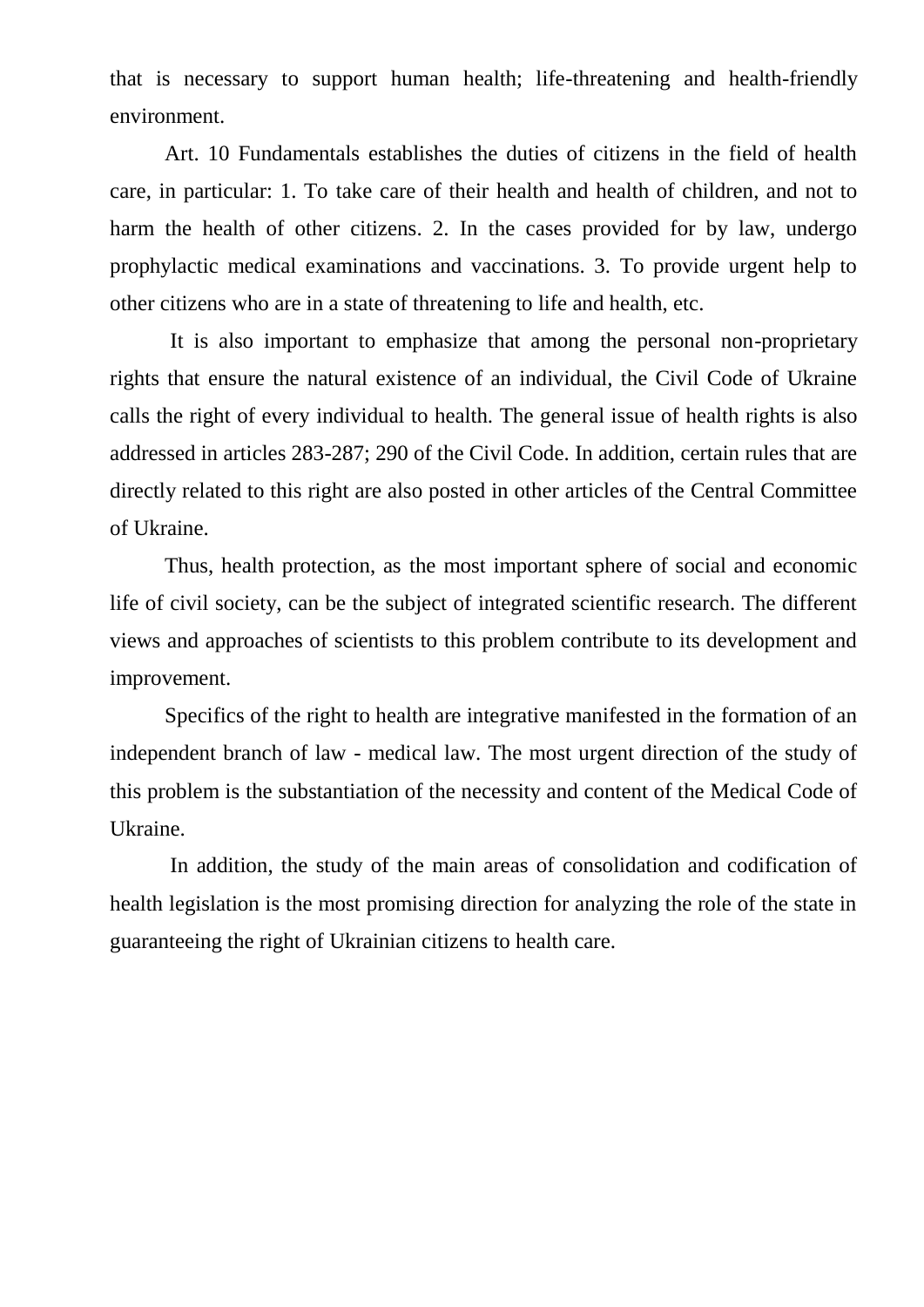that is necessary to support human health; life-threatening and health-friendly environment.

Art. 10 Fundamentals establishes the duties of citizens in the field of health care, in particular: 1. To take care of their health and health of children, and not to harm the health of other citizens. 2. In the cases provided for by law, undergo prophylactic medical examinations and vaccinations. 3. To provide urgent help to other citizens who are in a state of threatening to life and health, etc.

It is also important to emphasize that among the personal non-proprietary rights that ensure the natural existence of an individual, the Civil Code of Ukraine calls the right of every individual to health. The general issue of health rights is also addressed in articles 283-287; 290 of the Civil Code. In addition, certain rules that are directly related to this right are also posted in other articles of the Central Committee of Ukraine.

Thus, health protection, as the most important sphere of social and economic life of civil society, can be the subject of integrated scientific research. The different views and approaches of scientists to this problem contribute to its development and improvement.

Specifics of the right to health are integrative manifested in the formation of an independent branch of law - medical law. The most urgent direction of the study of this problem is the substantiation of the necessity and content of the Medical Code of Ukraine.

In addition, the study of the main areas of consolidation and codification of health legislation is the most promising direction for analyzing the role of the state in guaranteeing the right of Ukrainian citizens to health care.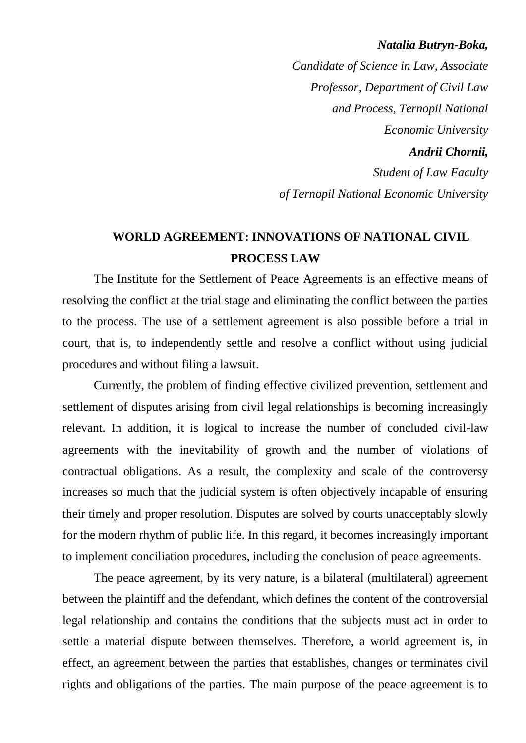***Natalia Butryn-Boka,***
*Candidate of Science in Law, Associate Professor, Department of Civil Law and Process, Ternopil National Economic University*
***Andrii Chornii,***
*Student of Law Faculty of Ternopil National Economic University*

## WORLD AGREEMENT: INNOVATIONS OF NATIONAL CIVIL PROCESS LAW

The Institute for the Settlement of Peace Agreements is an effective means of resolving the conflict at the trial stage and eliminating the conflict between the parties to the process. The use of a settlement agreement is also possible before a trial in court, that is, to independently settle and resolve a conflict without using judicial procedures and without filing a lawsuit.

Currently, the problem of finding effective civilized prevention, settlement and settlement of disputes arising from civil legal relationships is becoming increasingly relevant. In addition, it is logical to increase the number of concluded civil-law agreements with the inevitability of growth and the number of violations of contractual obligations. As a result, the complexity and scale of the controversy increases so much that the judicial system is often objectively incapable of ensuring their timely and proper resolution. Disputes are solved by courts unacceptably slowly for the modern rhythm of public life. In this regard, it becomes increasingly important to implement conciliation procedures, including the conclusion of peace agreements.

The peace agreement, by its very nature, is a bilateral (multilateral) agreement between the plaintiff and the defendant, which defines the content of the controversial legal relationship and contains the conditions that the subjects must act in order to settle a material dispute between themselves. Therefore, a world agreement is, in effect, an agreement between the parties that establishes, changes or terminates civil rights and obligations of the parties. The main purpose of the peace agreement is to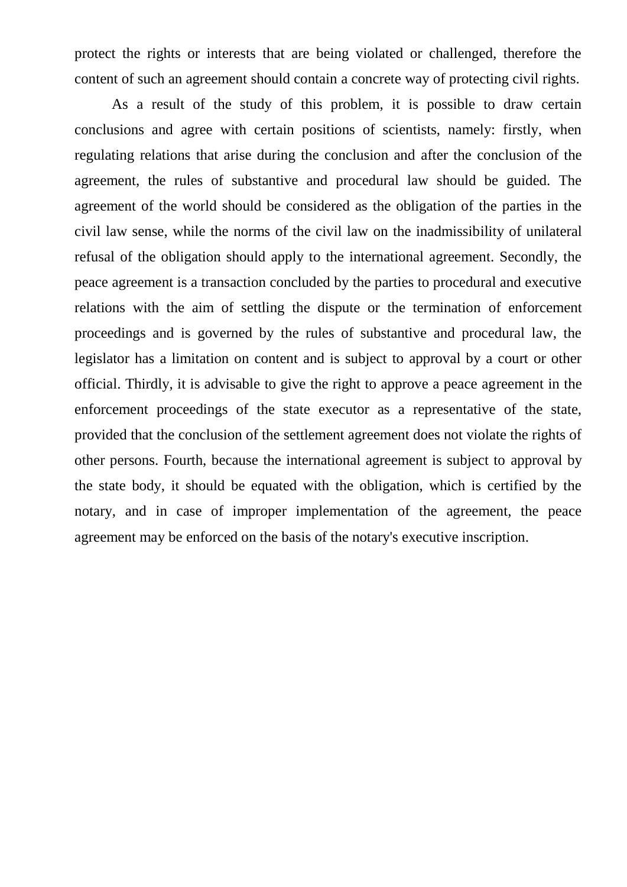protect the rights or interests that are being violated or challenged, therefore the content of such an agreement should contain a concrete way of protecting civil rights.

As a result of the study of this problem, it is possible to draw certain conclusions and agree with certain positions of scientists, namely: firstly, when regulating relations that arise during the conclusion and after the conclusion of the agreement, the rules of substantive and procedural law should be guided. The agreement of the world should be considered as the obligation of the parties in the civil law sense, while the norms of the civil law on the inadmissibility of unilateral refusal of the obligation should apply to the international agreement. Secondly, the peace agreement is a transaction concluded by the parties to procedural and executive relations with the aim of settling the dispute or the termination of enforcement proceedings and is governed by the rules of substantive and procedural law, the legislator has a limitation on content and is subject to approval by a court or other official. Thirdly, it is advisable to give the right to approve a peace agreement in the enforcement proceedings of the state executor as a representative of the state, provided that the conclusion of the settlement agreement does not violate the rights of other persons. Fourth, because the international agreement is subject to approval by the state body, it should be equated with the obligation, which is certified by the notary, and in case of improper implementation of the agreement, the peace agreement may be enforced on the basis of the notary's executive inscription.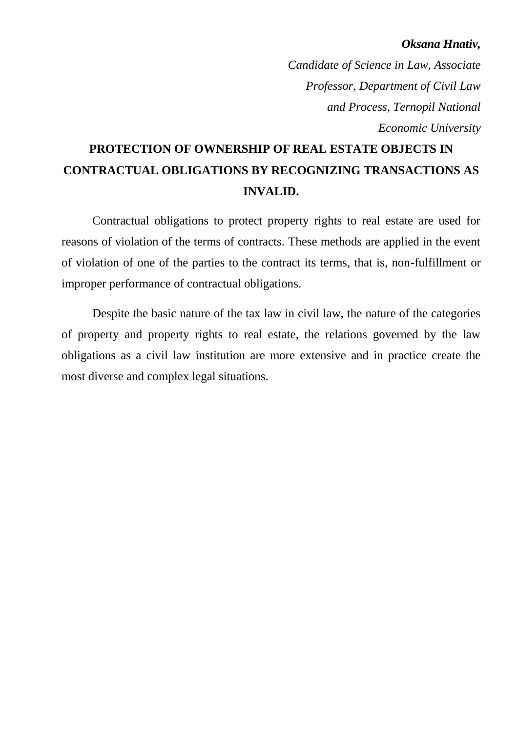***Oksana Hnativ,***

*Candidate of Science in Law, Associate Professor, Department of Civil Law and Process, Ternopil National Economic University*

**PROTECTION OF OWNERSHIP OF REAL ESTATE OBJECTS IN CONTRACTUAL OBLIGATIONS BY RECOGNIZING TRANSACTIONS AS INVALID.**

Contractual obligations to protect property rights to real estate are used for reasons of violation of the terms of contracts. These methods are applied in the event of violation of one of the parties to the contract its terms, that is, non-fulfillment or improper performance of contractual obligations.

Despite the basic nature of the tax law in civil law, the nature of the categories of property and property rights to real estate, the relations governed by the law obligations as a civil law institution are more extensive and in practice create the most diverse and complex legal situations.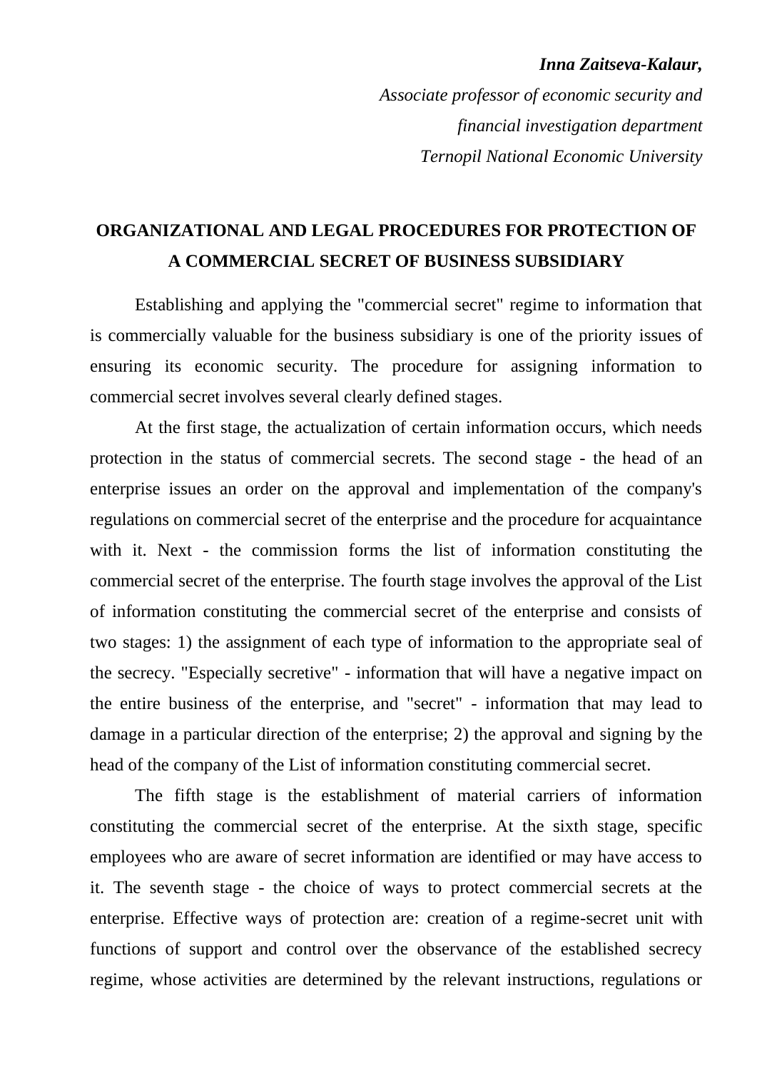***Inna Zaitseva-Kalaur,***

*Associate professor of economic security and financial investigation department*

*Ternopil National Economic University*

## ORGANIZATIONAL AND LEGAL PROCEDURES FOR PROTECTION OF A COMMERCIAL SECRET OF BUSINESS SUBSIDIARY

Establishing and applying the "commercial secret" regime to information that is commercially valuable for the business subsidiary is one of the priority issues of ensuring its economic security. The procedure for assigning information to commercial secret involves several clearly defined stages.

At the first stage, the actualization of certain information occurs, which needs protection in the status of commercial secrets. The second stage - the head of an enterprise issues an order on the approval and implementation of the company's regulations on commercial secret of the enterprise and the procedure for acquaintance with it. Next - the commission forms the list of information constituting the commercial secret of the enterprise. The fourth stage involves the approval of the List of information constituting the commercial secret of the enterprise and consists of two stages: 1) the assignment of each type of information to the appropriate seal of the secrecy. "Especially secretive" - information that will have a negative impact on the entire business of the enterprise, and "secret" - information that may lead to damage in a particular direction of the enterprise; 2) the approval and signing by the head of the company of the List of information constituting commercial secret.

The fifth stage is the establishment of material carriers of information constituting the commercial secret of the enterprise. At the sixth stage, specific employees who are aware of secret information are identified or may have access to it. The seventh stage - the choice of ways to protect commercial secrets at the enterprise. Effective ways of protection are: creation of a regime-secret unit with functions of support and control over the observance of the established secrecy regime, whose activities are determined by the relevant instructions, regulations or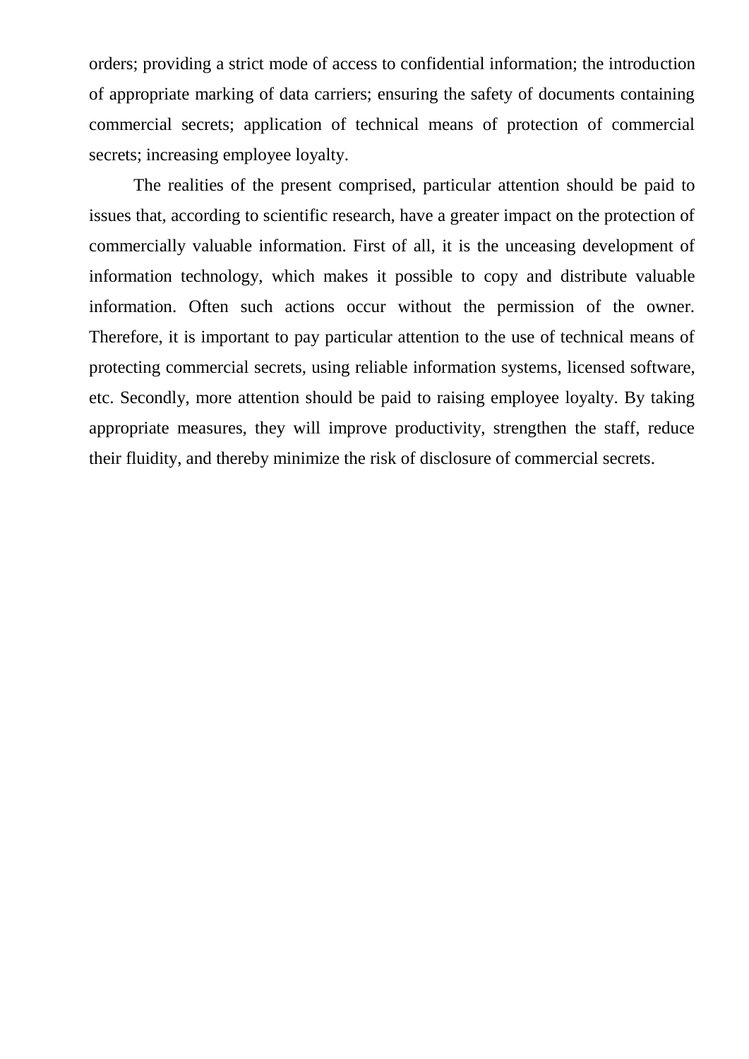orders; providing a strict mode of access to confidential information; the introduction of appropriate marking of data carriers; ensuring the safety of documents containing commercial secrets; application of technical means of protection of commercial secrets; increasing employee loyalty.

The realities of the present comprised, particular attention should be paid to issues that, according to scientific research, have a greater impact on the protection of commercially valuable information. First of all, it is the unceasing development of information technology, which makes it possible to copy and distribute valuable information. Often such actions occur without the permission of the owner. Therefore, it is important to pay particular attention to the use of technical means of protecting commercial secrets, using reliable information systems, licensed software, etc. Secondly, more attention should be paid to raising employee loyalty. By taking appropriate measures, they will improve productivity, strengthen the staff, reduce their fluidity, and thereby minimize the risk of disclosure of commercial secrets.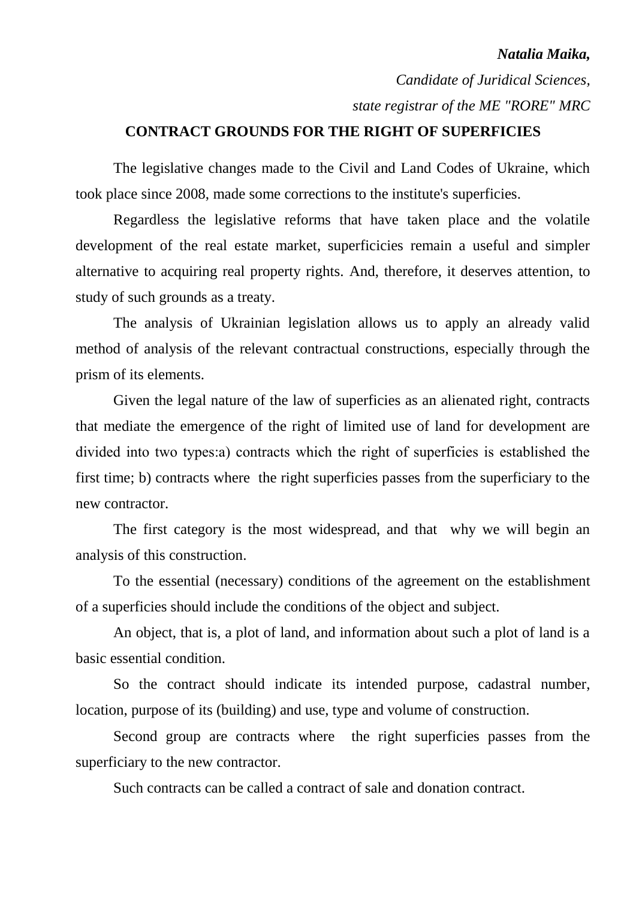***Natalia Maika,***

*Candidate of Juridical Sciences,*

*state registrar of the ME "RORE" MRC*

## CONTRACT GROUNDS FOR THE RIGHT OF SUPERFICIES

The legislative changes made to the Civil and Land Codes of Ukraine, which took place since 2008, made some corrections to the institute's superficies.

Regardless the legislative reforms that have taken place and the volatile development of the real estate market, superficicies remain a useful and simpler alternative to acquiring real property rights. And, therefore, it deserves attention, to study of such grounds as a treaty.

The analysis of Ukrainian legislation allows us to apply an already valid method of analysis of the relevant contractual constructions, especially through the prism of its elements.

Given the legal nature of the law of superficies as an alienated right, contracts that mediate the emergence of the right of limited use of land for development are divided into two types:a) contracts which the right of superficies is established the first time; b) contracts where the right superficies passes from the superficiary to the new contractor.

The first category is the most widespread, and that why we will begin an analysis of this construction.

To the essential (necessary) conditions of the agreement on the establishment of a superficies should include the conditions of the object and subject.

An object, that is, a plot of land, and information about such a plot of land is a basic essential condition.

So the contract should indicate its intended purpose, cadastral number, location, purpose of its (building) and use, type and volume of construction.

Second group are contracts where the right superficies passes from the superficiary to the new contractor.

Such contracts can be called a contract of sale and donation contract.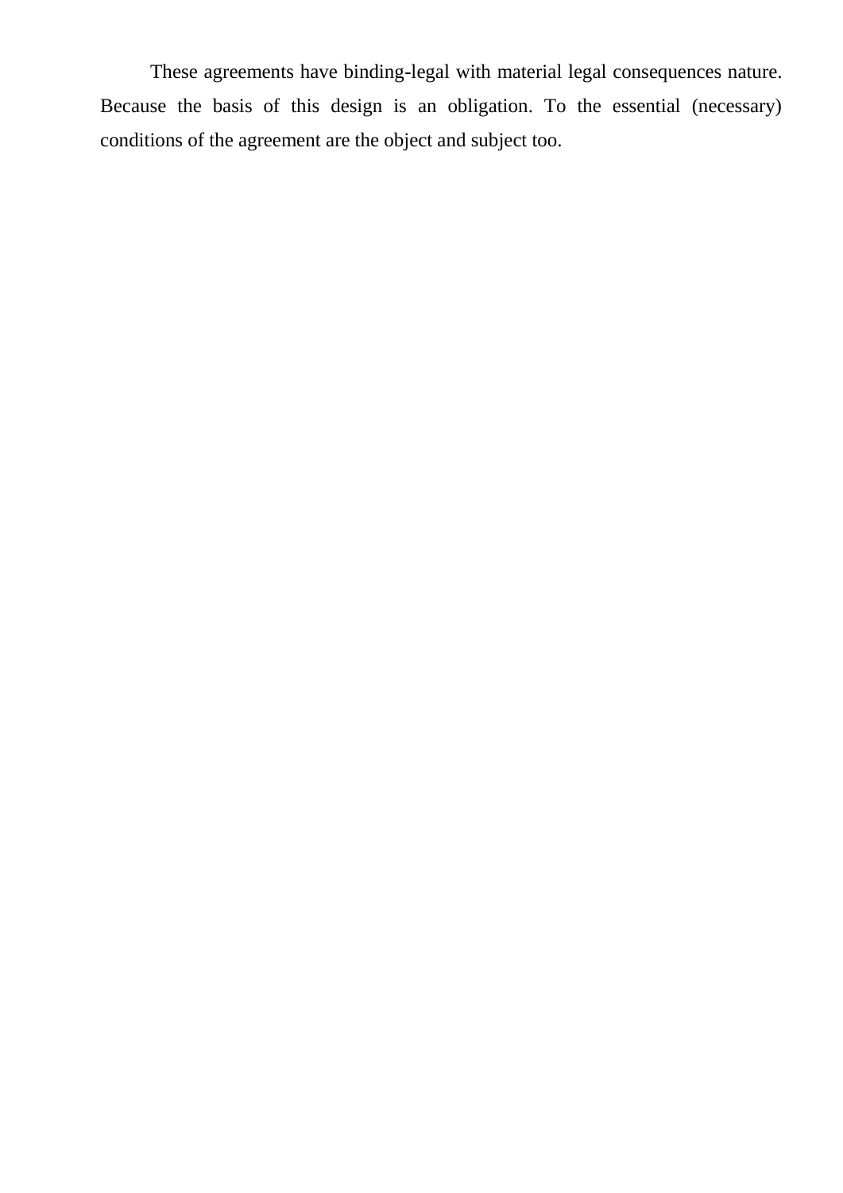These agreements have binding-legal with material legal consequences nature. Because the basis of this design is an obligation. To the essential (necessary) conditions of the agreement are the object and subject too.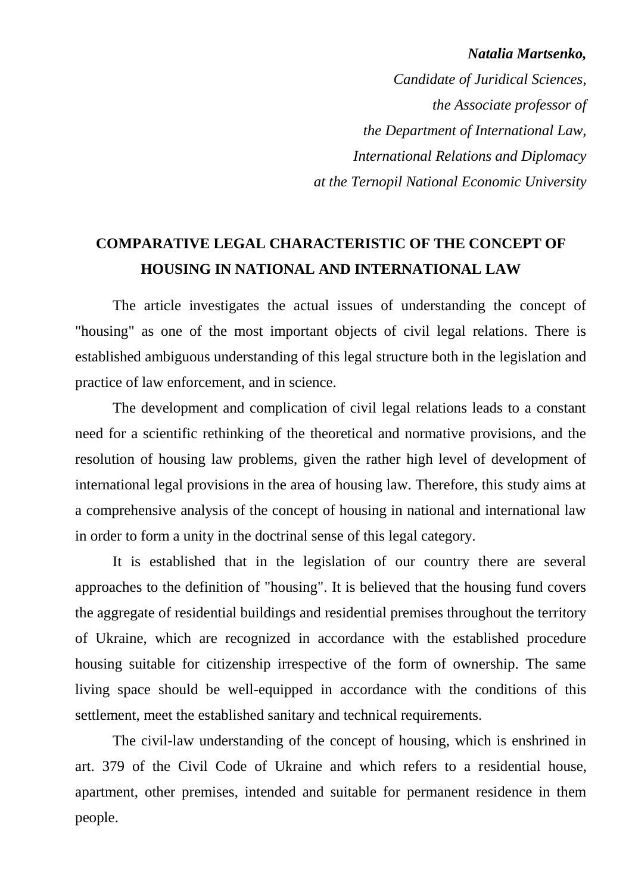***Natalia Martsenko,***

*Candidate of Juridical Sciences,*

*the Associate professor of*

*the Department of International Law,*

*International Relations and Diplomacy*

*at the Ternopil National Economic University*

## COMPARATIVE LEGAL CHARACTERISTIC OF THE CONCEPT OF HOUSING IN NATIONAL AND INTERNATIONAL LAW

The article investigates the actual issues of understanding the concept of "housing" as one of the most important objects of civil legal relations. There is established ambiguous understanding of this legal structure both in the legislation and practice of law enforcement, and in science.

The development and complication of civil legal relations leads to a constant need for a scientific rethinking of the theoretical and normative provisions, and the resolution of housing law problems, given the rather high level of development of international legal provisions in the area of housing law. Therefore, this study aims at a comprehensive analysis of the concept of housing in national and international law in order to form a unity in the doctrinal sense of this legal category.

It is established that in the legislation of our country there are several approaches to the definition of "housing". It is believed that the housing fund covers the aggregate of residential buildings and residential premises throughout the territory of Ukraine, which are recognized in accordance with the established procedure housing suitable for citizenship irrespective of the form of ownership. The same living space should be well-equipped in accordance with the conditions of this settlement, meet the established sanitary and technical requirements.

The civil-law understanding of the concept of housing, which is enshrined in art. 379 of the Civil Code of Ukraine and which refers to a residential house, apartment, other premises, intended and suitable for permanent residence in them people.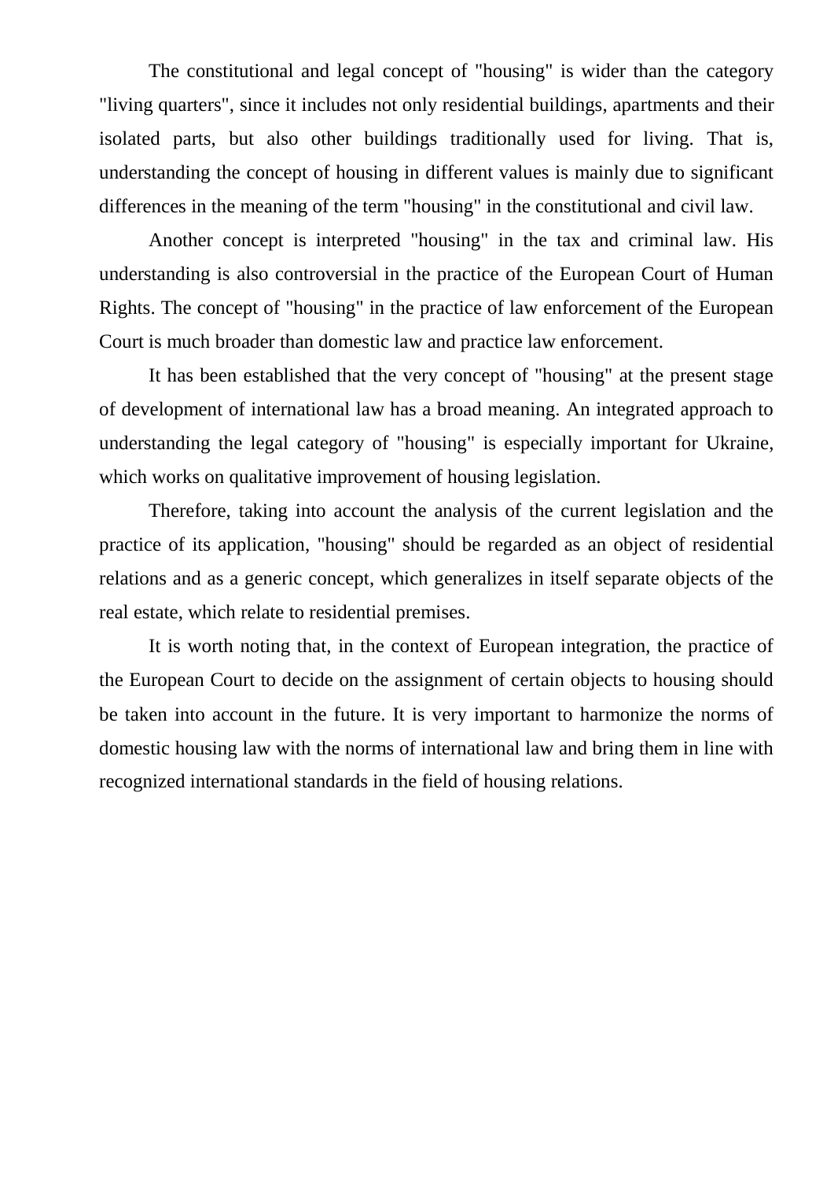The constitutional and legal concept of "housing" is wider than the category "living quarters", since it includes not only residential buildings, apartments and their isolated parts, but also other buildings traditionally used for living. That is, understanding the concept of housing in different values is mainly due to significant differences in the meaning of the term "housing" in the constitutional and civil law.

Another concept is interpreted "housing" in the tax and criminal law. His understanding is also controversial in the practice of the European Court of Human Rights. The concept of "housing" in the practice of law enforcement of the European Court is much broader than domestic law and practice law enforcement.

It has been established that the very concept of "housing" at the present stage of development of international law has a broad meaning. An integrated approach to understanding the legal category of "housing" is especially important for Ukraine, which works on qualitative improvement of housing legislation.

Therefore, taking into account the analysis of the current legislation and the practice of its application, "housing" should be regarded as an object of residential relations and as a generic concept, which generalizes in itself separate objects of the real estate, which relate to residential premises.

It is worth noting that, in the context of European integration, the practice of the European Court to decide on the assignment of certain objects to housing should be taken into account in the future. It is very important to harmonize the norms of domestic housing law with the norms of international law and bring them in line with recognized international standards in the field of housing relations.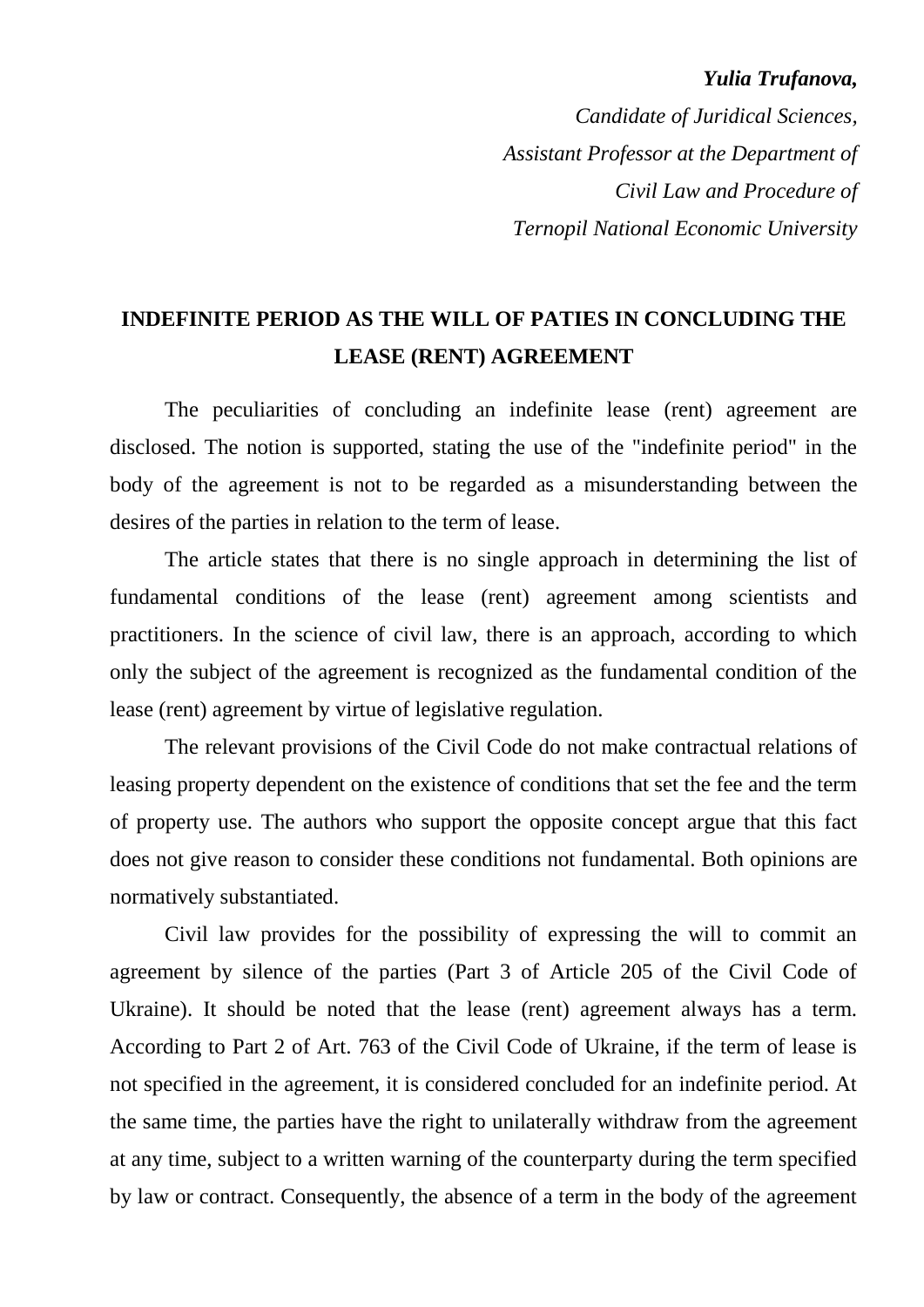***Yulia Trufanova,***

*Candidate of Juridical Sciences,*
*Assistant Professor at the Department of*
*Civil Law and Procedure of*
*Ternopil National Economic University*

# INDEFINITE PERIOD AS THE WILL OF PATIES IN CONCLUDING THE LEASE (RENT) AGREEMENT

The peculiarities of concluding an indefinite lease (rent) agreement are disclosed. The notion is supported, stating the use of the "indefinite period" in the body of the agreement is not to be regarded as a misunderstanding between the desires of the parties in relation to the term of lease.

The article states that there is no single approach in determining the list of fundamental conditions of the lease (rent) agreement among scientists and practitioners. In the science of civil law, there is an approach, according to which only the subject of the agreement is recognized as the fundamental condition of the lease (rent) agreement by virtue of legislative regulation.

The relevant provisions of the Civil Code do not make contractual relations of leasing property dependent on the existence of conditions that set the fee and the term of property use. The authors who support the opposite concept argue that this fact does not give reason to consider these conditions not fundamental. Both opinions are normatively substantiated.

Civil law provides for the possibility of expressing the will to commit an agreement by silence of the parties (Part 3 of Article 205 of the Civil Code of Ukraine). It should be noted that the lease (rent) agreement always has a term. According to Part 2 of Art. 763 of the Civil Code of Ukraine, if the term of lease is not specified in the agreement, it is considered concluded for an indefinite period. At the same time, the parties have the right to unilaterally withdraw from the agreement at any time, subject to a written warning of the counterparty during the term specified by law or contract. Consequently, the absence of a term in the body of the agreement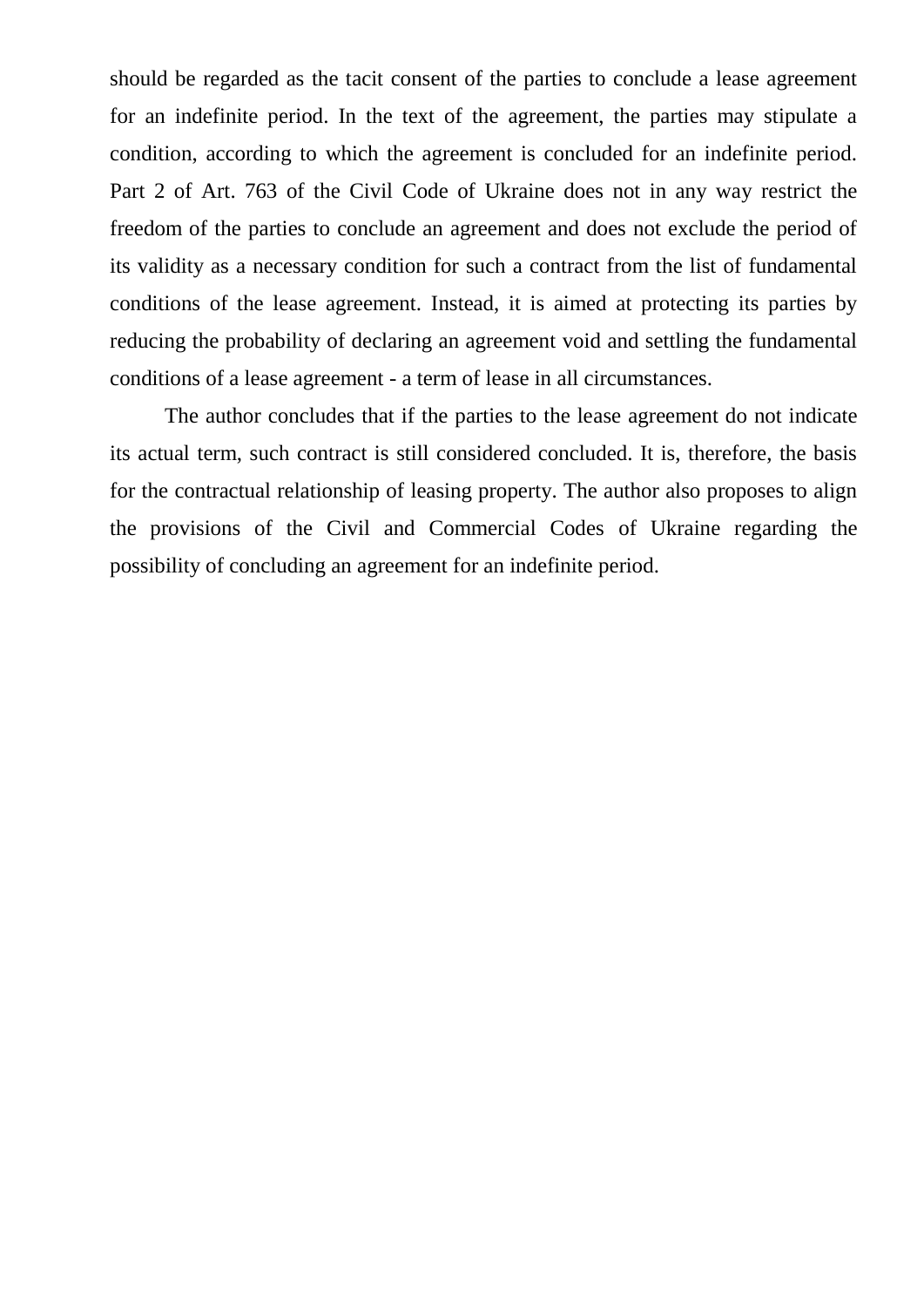should be regarded as the tacit consent of the parties to conclude a lease agreement for an indefinite period. In the text of the agreement, the parties may stipulate a condition, according to which the agreement is concluded for an indefinite period. Part 2 of Art. 763 of the Civil Code of Ukraine does not in any way restrict the freedom of the parties to conclude an agreement and does not exclude the period of its validity as a necessary condition for such a contract from the list of fundamental conditions of the lease agreement. Instead, it is aimed at protecting its parties by reducing the probability of declaring an agreement void and settling the fundamental conditions of a lease agreement - a term of lease in all circumstances.

The author concludes that if the parties to the lease agreement do not indicate its actual term, such contract is still considered concluded. It is, therefore, the basis for the contractual relationship of leasing property. The author also proposes to align the provisions of the Civil and Commercial Codes of Ukraine regarding the possibility of concluding an agreement for an indefinite period.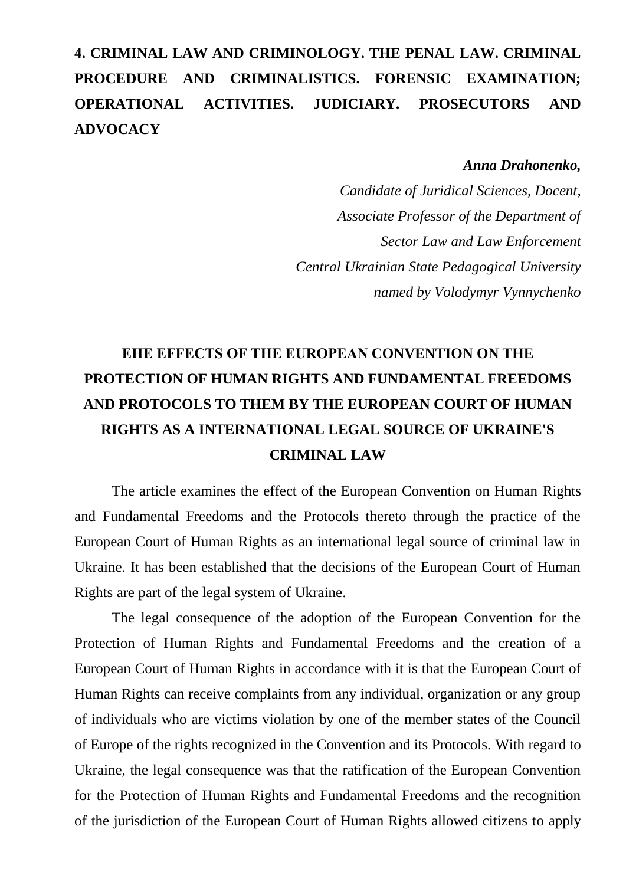# 4. CRIMINAL LAW AND CRIMINOLOGY. THE PENAL LAW. CRIMINAL PROCEDURE AND CRIMINALISTICS. FORENSIC EXAMINATION; OPERATIONAL ACTIVITIES. JUDICIARY. PROSECUTORS AND ADVOCACY

***Anna Drahonenko,***
*Candidate of Juridical Sciences, Docent,*
*Associate Professor of the Department of*
*Sector Law and Law Enforcement*
*Central Ukrainian State Pedagogical University*
*named by Volodymyr Vynnychenko*

## EHE EFFECTS OF THE EUROPEAN CONVENTION ON THE PROTECTION OF HUMAN RIGHTS AND FUNDAMENTAL FREEDOMS AND PROTOCOLS TO THEM BY THE EUROPEAN COURT OF HUMAN RIGHTS AS A INTERNATIONAL LEGAL SOURCE OF UKRAINE'S CRIMINAL LAW

The article examines the effect of the European Convention on Human Rights and Fundamental Freedoms and the Protocols thereto through the practice of the European Court of Human Rights as an international legal source of criminal law in Ukraine. It has been established that the decisions of the European Court of Human Rights are part of the legal system of Ukraine.

The legal consequence of the adoption of the European Convention for the Protection of Human Rights and Fundamental Freedoms and the creation of a European Court of Human Rights in accordance with it is that the European Court of Human Rights can receive complaints from any individual, organization or any group of individuals who are victims violation by one of the member states of the Council of Europe of the rights recognized in the Convention and its Protocols. With regard to Ukraine, the legal consequence was that the ratification of the European Convention for the Protection of Human Rights and Fundamental Freedoms and the recognition of the jurisdiction of the European Court of Human Rights allowed citizens to apply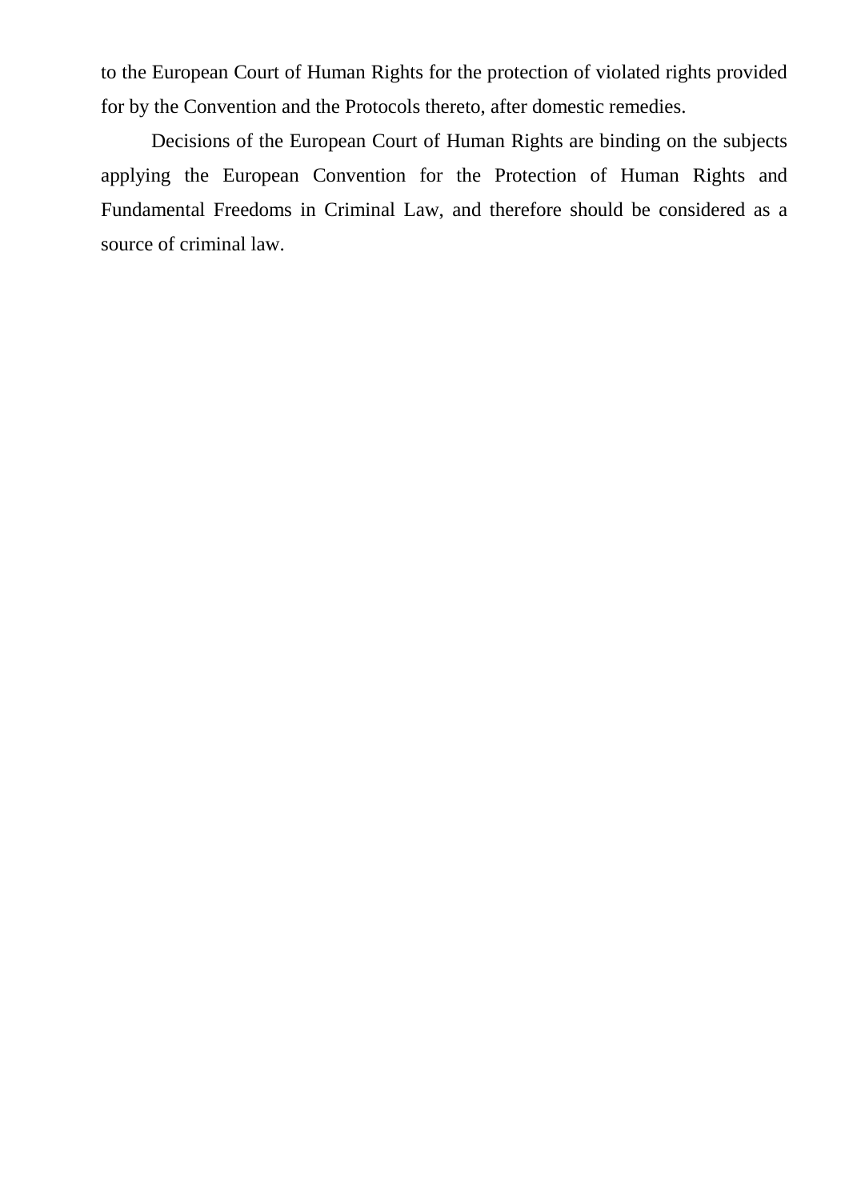to the European Court of Human Rights for the protection of violated rights provided for by the Convention and the Protocols thereto, after domestic remedies.

Decisions of the European Court of Human Rights are binding on the subjects applying the European Convention for the Protection of Human Rights and Fundamental Freedoms in Criminal Law, and therefore should be considered as a source of criminal law.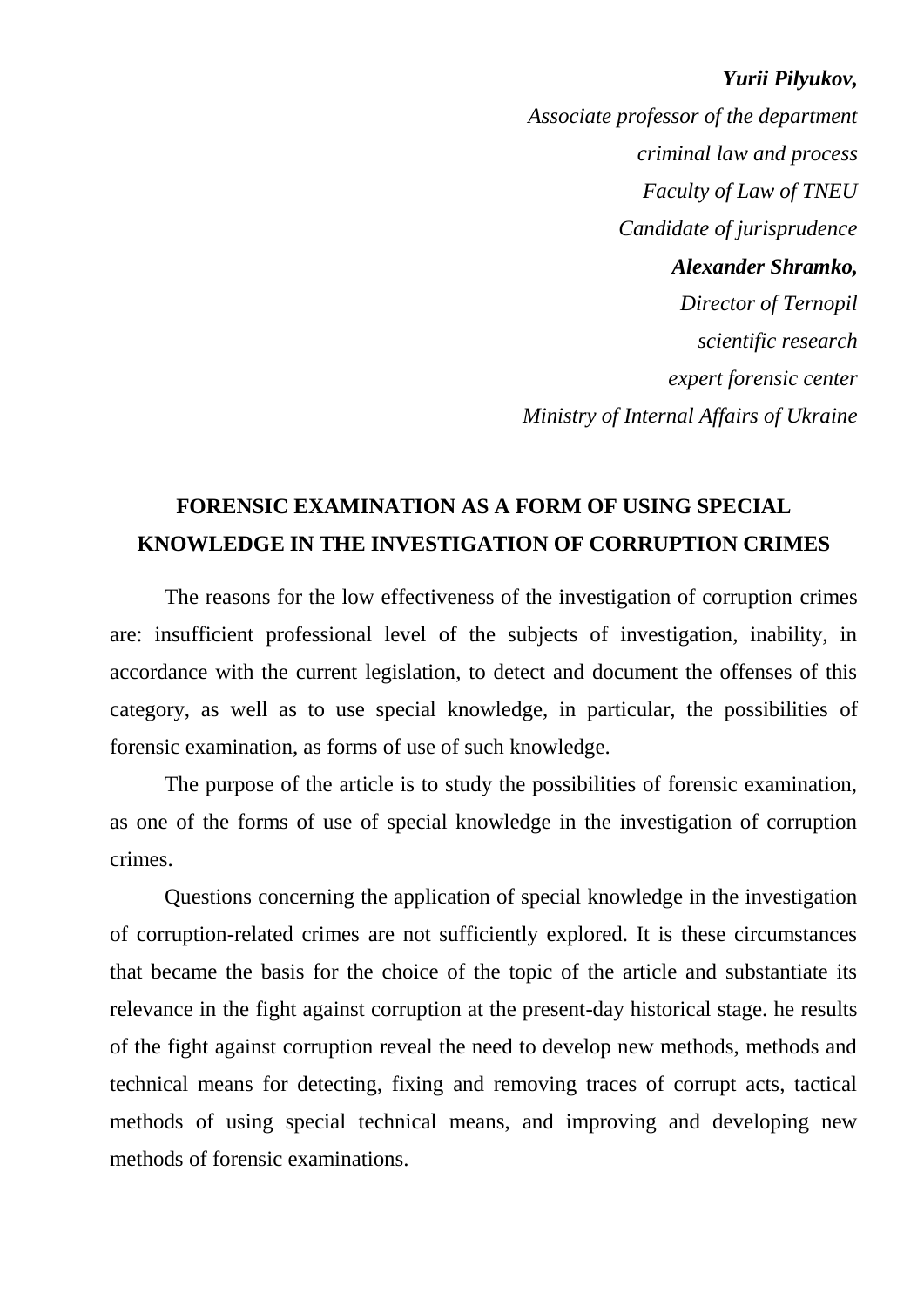***Yurii Pilyukov,***
*Associate professor of the department*
*criminal law and process*
*Faculty of Law of TNEU*
*Candidate of jurisprudence*
***Alexander Shramko,***
*Director of Ternopil*
*scientific research*
*expert forensic center*
*Ministry of Internal Affairs of Ukraine*

## FORENSIC EXAMINATION AS A FORM OF USING SPECIAL KNOWLEDGE IN THE INVESTIGATION OF CORRUPTION CRIMES

The reasons for the low effectiveness of the investigation of corruption crimes are: insufficient professional level of the subjects of investigation, inability, in accordance with the current legislation, to detect and document the offenses of this category, as well as to use special knowledge, in particular, the possibilities of forensic examination, as forms of use of such knowledge.

The purpose of the article is to study the possibilities of forensic examination, as one of the forms of use of special knowledge in the investigation of corruption crimes.

Questions concerning the application of special knowledge in the investigation of corruption-related crimes are not sufficiently explored. It is these circumstances that became the basis for the choice of the topic of the article and substantiate its relevance in the fight against corruption at the present-day historical stage. he results of the fight against corruption reveal the need to develop new methods, methods and technical means for detecting, fixing and removing traces of corrupt acts, tactical methods of using special technical means, and improving and developing new methods of forensic examinations.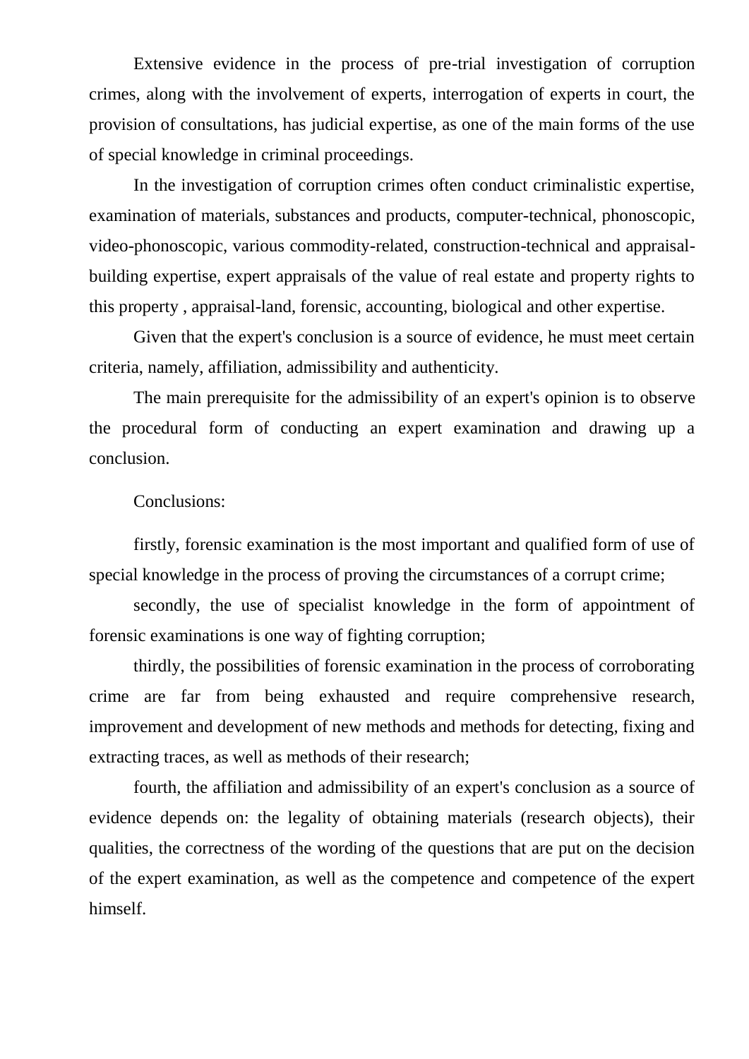Extensive evidence in the process of pre-trial investigation of corruption crimes, along with the involvement of experts, interrogation of experts in court, the provision of consultations, has judicial expertise, as one of the main forms of the use of special knowledge in criminal proceedings.

In the investigation of corruption crimes often conduct criminalistic expertise, examination of materials, substances and products, computer-technical, phonoscopic, video-phonoscopic, various commodity-related, construction-technical and appraisal-building expertise, expert appraisals of the value of real estate and property rights to this property , appraisal-land, forensic, accounting, biological and other expertise.

Given that the expert's conclusion is a source of evidence, he must meet certain criteria, namely, affiliation, admissibility and authenticity.

The main prerequisite for the admissibility of an expert's opinion is to observe the procedural form of conducting an expert examination and drawing up a conclusion.

Conclusions:

firstly, forensic examination is the most important and qualified form of use of special knowledge in the process of proving the circumstances of a corrupt crime;

secondly, the use of specialist knowledge in the form of appointment of forensic examinations is one way of fighting corruption;

thirdly, the possibilities of forensic examination in the process of corroborating crime are far from being exhausted and require comprehensive research, improvement and development of new methods and methods for detecting, fixing and extracting traces, as well as methods of their research;

fourth, the affiliation and admissibility of an expert's conclusion as a source of evidence depends on: the legality of obtaining materials (research objects), their qualities, the correctness of the wording of the questions that are put on the decision of the expert examination, as well as the competence and competence of the expert himself.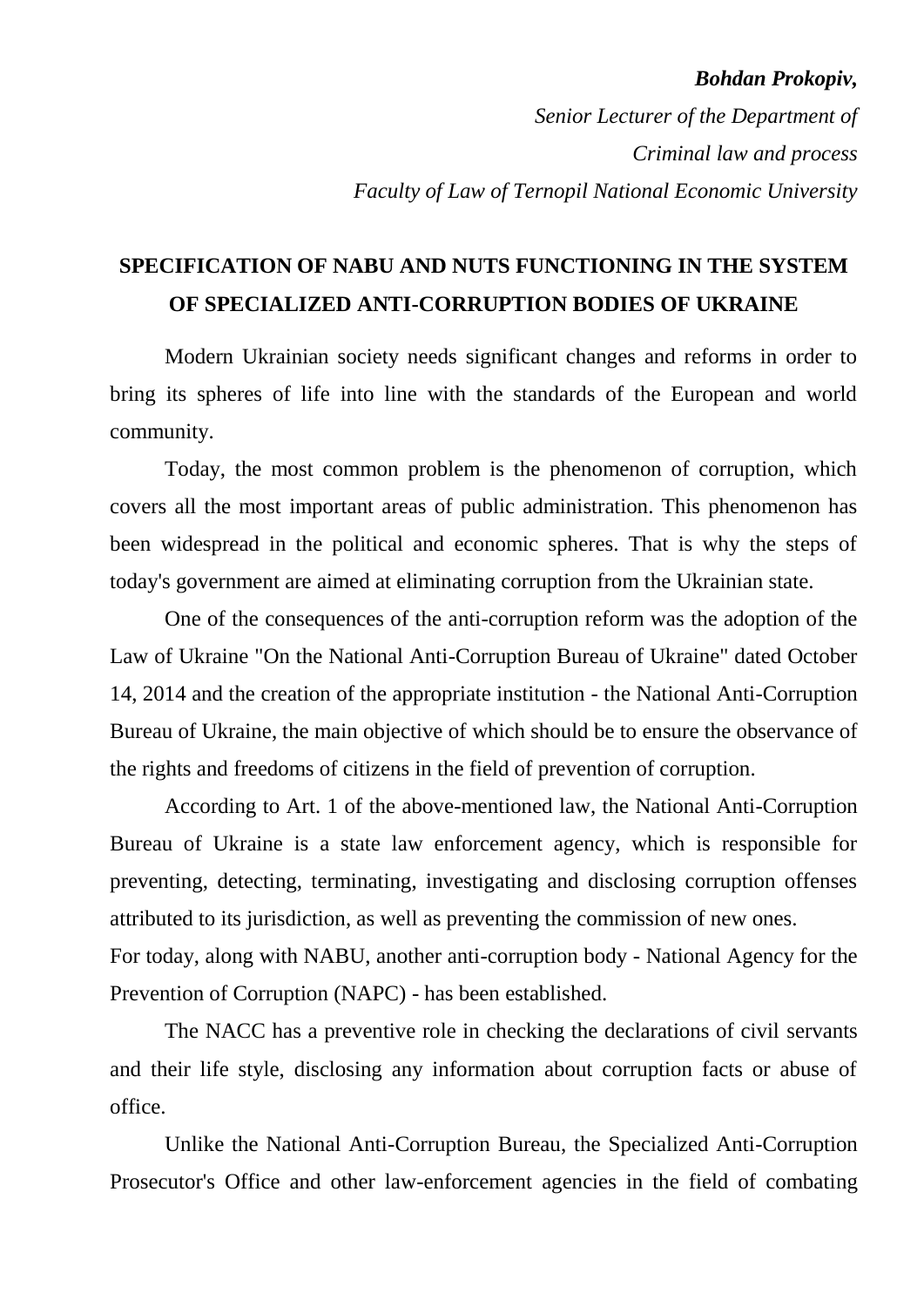***Bohdan Prokopiv,***

*Senior Lecturer of the Department of*

*Criminal law and process*

*Faculty of Law of Ternopil National Economic University*

## SPECIFICATION OF NABU AND NUTS FUNCTIONING IN THE SYSTEM OF SPECIALIZED ANTI-CORRUPTION BODIES OF UKRAINE

Modern Ukrainian society needs significant changes and reforms in order to bring its spheres of life into line with the standards of the European and world community.

Today, the most common problem is the phenomenon of corruption, which covers all the most important areas of public administration. This phenomenon has been widespread in the political and economic spheres. That is why the steps of today's government are aimed at eliminating corruption from the Ukrainian state.

One of the consequences of the anti-corruption reform was the adoption of the Law of Ukraine "On the National Anti-Corruption Bureau of Ukraine" dated October 14, 2014 and the creation of the appropriate institution - the National Anti-Corruption Bureau of Ukraine, the main objective of which should be to ensure the observance of the rights and freedoms of citizens in the field of prevention of corruption.

According to Art. 1 of the above-mentioned law, the National Anti-Corruption Bureau of Ukraine is a state law enforcement agency, which is responsible for preventing, detecting, terminating, investigating and disclosing corruption offenses attributed to its jurisdiction, as well as preventing the commission of new ones.
For today, along with NABU, another anti-corruption body - National Agency for the Prevention of Corruption (NAPC) - has been established.

The NACC has a preventive role in checking the declarations of civil servants and their life style, disclosing any information about corruption facts or abuse of office.

Unlike the National Anti-Corruption Bureau, the Specialized Anti-Corruption Prosecutor's Office and other law-enforcement agencies in the field of combating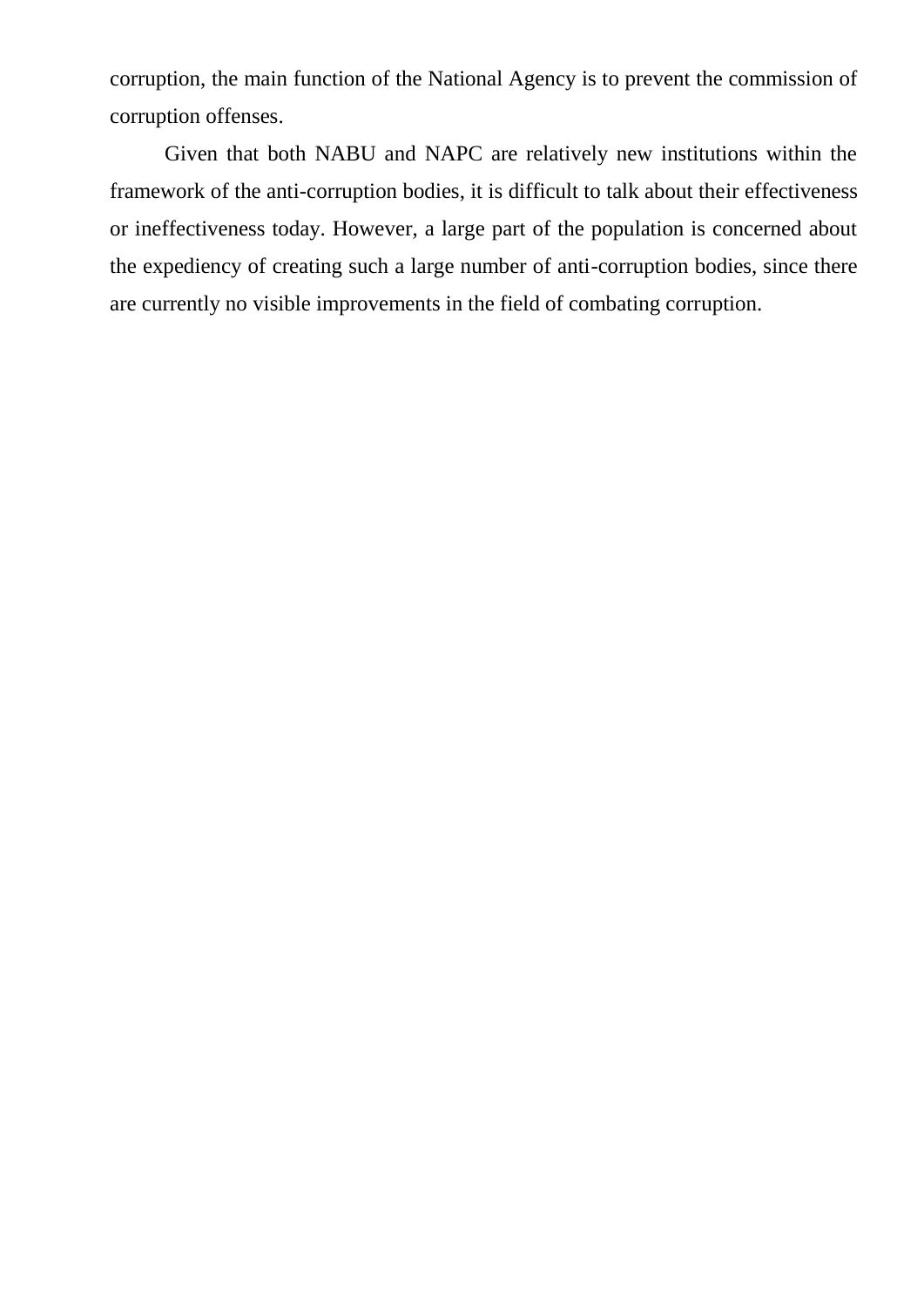corruption, the main function of the National Agency is to prevent the commission of corruption offenses.

Given that both NABU and NAPC are relatively new institutions within the framework of the anti-corruption bodies, it is difficult to talk about their effectiveness or ineffectiveness today. However, a large part of the population is concerned about the expediency of creating such a large number of anti-corruption bodies, since there are currently no visible improvements in the field of combating corruption.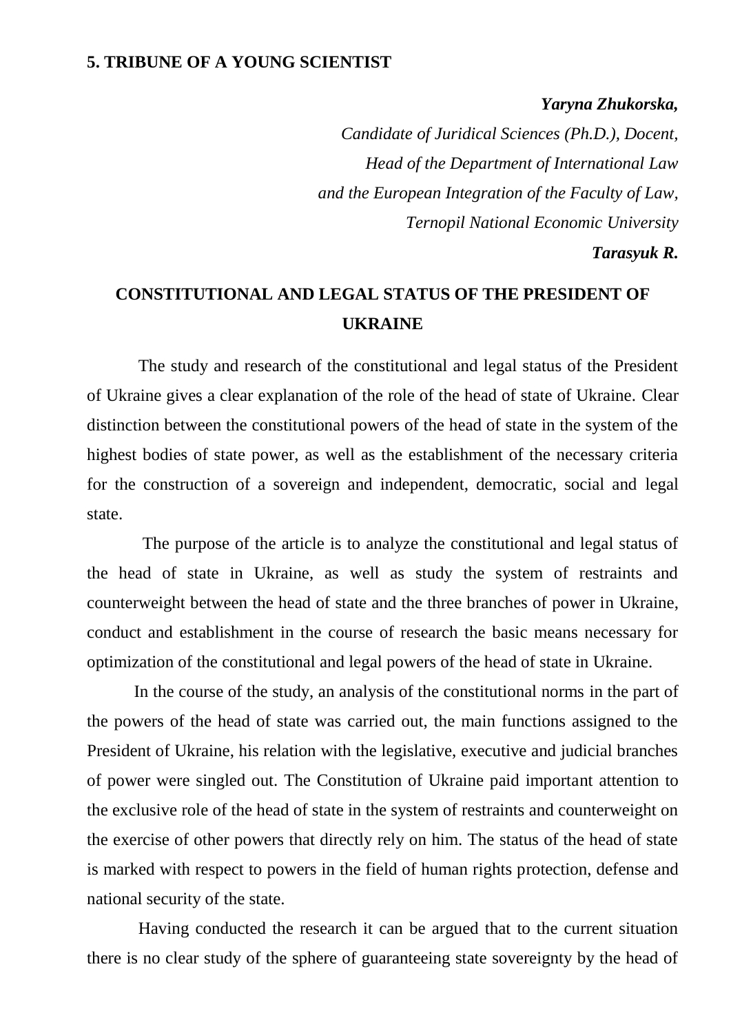## 5. TRIBUNE OF A YOUNG SCIENTIST

***Yaryna Zhukorska,***
*Candidate of Juridical Sciences (Ph.D.), Docent,*
*Head of the Department of International Law*
*and the European Integration of the Faculty of Law,*
*Ternopil National Economic University*
***Tarasyuk R.***

# CONSTITUTIONAL AND LEGAL STATUS OF THE PRESIDENT OF UKRAINE

The study and research of the constitutional and legal status of the President of Ukraine gives a clear explanation of the role of the head of state of Ukraine. Clear distinction between the constitutional powers of the head of state in the system of the highest bodies of state power, as well as the establishment of the necessary criteria for the construction of a sovereign and independent, democratic, social and legal state.

The purpose of the article is to analyze the constitutional and legal status of the head of state in Ukraine, as well as study the system of restraints and counterweight between the head of state and the three branches of power in Ukraine, conduct and establishment in the course of research the basic means necessary for optimization of the constitutional and legal powers of the head of state in Ukraine.

In the course of the study, an analysis of the constitutional norms in the part of the powers of the head of state was carried out, the main functions assigned to the President of Ukraine, his relation with the legislative, executive and judicial branches of power were singled out. The Constitution of Ukraine paid important attention to the exclusive role of the head of state in the system of restraints and counterweight on the exercise of other powers that directly rely on him. The status of the head of state is marked with respect to powers in the field of human rights protection, defense and national security of the state.

Having conducted the research it can be argued that to the current situation there is no clear study of the sphere of guaranteeing state sovereignty by the head of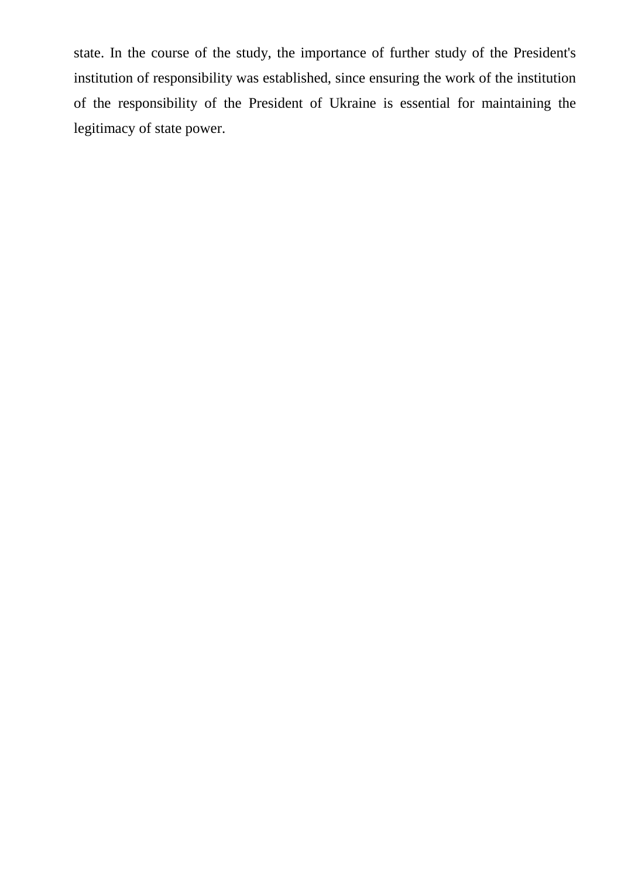state. In the course of the study, the importance of further study of the President's institution of responsibility was established, since ensuring the work of the institution of the responsibility of the President of Ukraine is essential for maintaining the legitimacy of state power.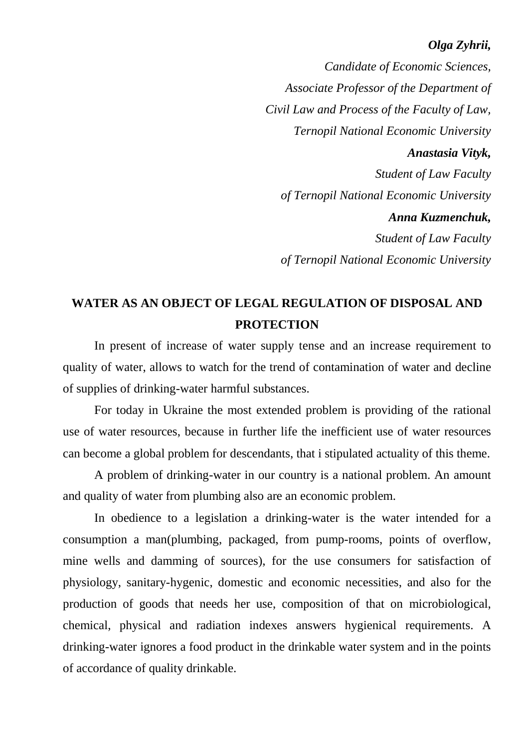***Olga Zyhrii,***

*Candidate of Economic Sciences,*

*Associate Professor of the Department of*

*Civil Law and Process of the Faculty of Law,*

*Ternopil National Economic University*

***Anastasia Vityk,***

*Student of Law Faculty*

*of Ternopil National Economic University*

***Anna Kuzmenchuk,***

*Student of Law Faculty*

*of Ternopil National Economic University*

## WATER AS AN OBJECT OF LEGAL REGULATION OF DISPOSAL AND PROTECTION

In present of increase of water supply tense and an increase requirement to quality of water, allows to watch for the trend of contamination of water and decline of supplies of drinking-water harmful substances.

For today in Ukraine the most extended problem is providing of the rational use of water resources, because in further life the inefficient use of water resources can become a global problem for descendants, that i stipulated actuality of this theme.

A problem of drinking-water in our country is a national problem. An amount and quality of water from plumbing also are an economic problem.

In obedience to a legislation a drinking-water is the water intended for a consumption a man(plumbing, packaged, from pump-rooms, points of overflow, mine wells and damming of sources), for the use consumers for satisfaction of physiology, sanitary-hygenic, domestic and economic necessities, and also for the production of goods that needs her use, composition of that on microbiological, chemical, physical and radiation indexes answers hygienical requirements. A drinking-water ignores a food product in the drinkable water system and in the points of accordance of quality drinkable.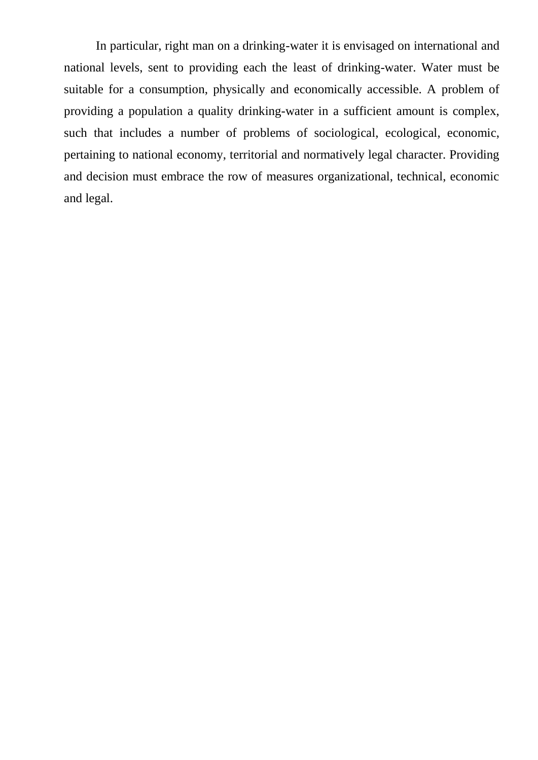In particular, right man on a drinking-water it is envisaged on international and national levels, sent to providing each the least of drinking-water. Water must be suitable for a consumption, physically and economically accessible. A problem of providing a population a quality drinking-water in a sufficient amount is complex, such that includes a number of problems of sociological, ecological, economic, pertaining to national economy, territorial and normatively legal character. Providing and decision must embrace the row of measures organizational, technical, economic and legal.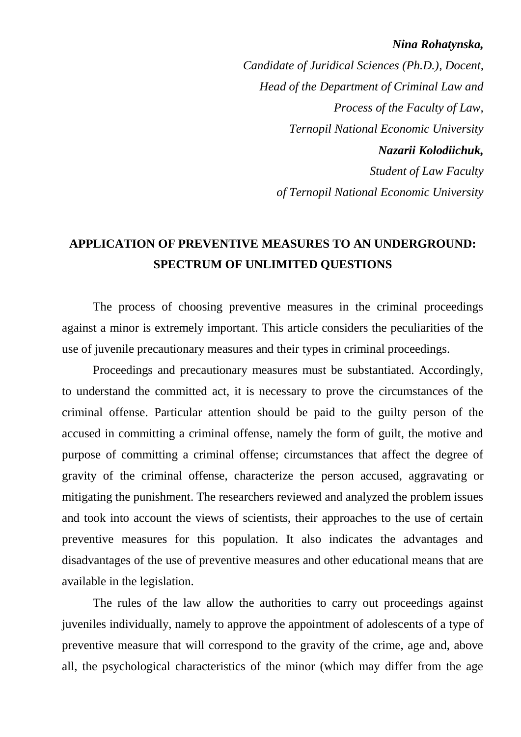***Nina Rohatynska,***
*Candidate of Juridical Sciences (Ph.D.), Docent,*
*Head of the Department of Criminal Law and*
*Process of the Faculty of Law,*
*Ternopil National Economic University*
***Nazarii Kolodiichuk,***
*Student of Law Faculty*
*of Ternopil National Economic University*

## APPLICATION OF PREVENTIVE MEASURES TO AN UNDERGROUND: SPECTRUM OF UNLIMITED QUESTIONS

The process of choosing preventive measures in the criminal proceedings against a minor is extremely important. This article considers the peculiarities of the use of juvenile precautionary measures and their types in criminal proceedings.

Proceedings and precautionary measures must be substantiated. Accordingly, to understand the committed act, it is necessary to prove the circumstances of the criminal offense. Particular attention should be paid to the guilty person of the accused in committing a criminal offense, namely the form of guilt, the motive and purpose of committing a criminal offense; circumstances that affect the degree of gravity of the criminal offense, characterize the person accused, aggravating or mitigating the punishment. The researchers reviewed and analyzed the problem issues and took into account the views of scientists, their approaches to the use of certain preventive measures for this population. It also indicates the advantages and disadvantages of the use of preventive measures and other educational means that are available in the legislation.

The rules of the law allow the authorities to carry out proceedings against juveniles individually, namely to approve the appointment of adolescents of a type of preventive measure that will correspond to the gravity of the crime, age and, above all, the psychological characteristics of the minor (which may differ from the age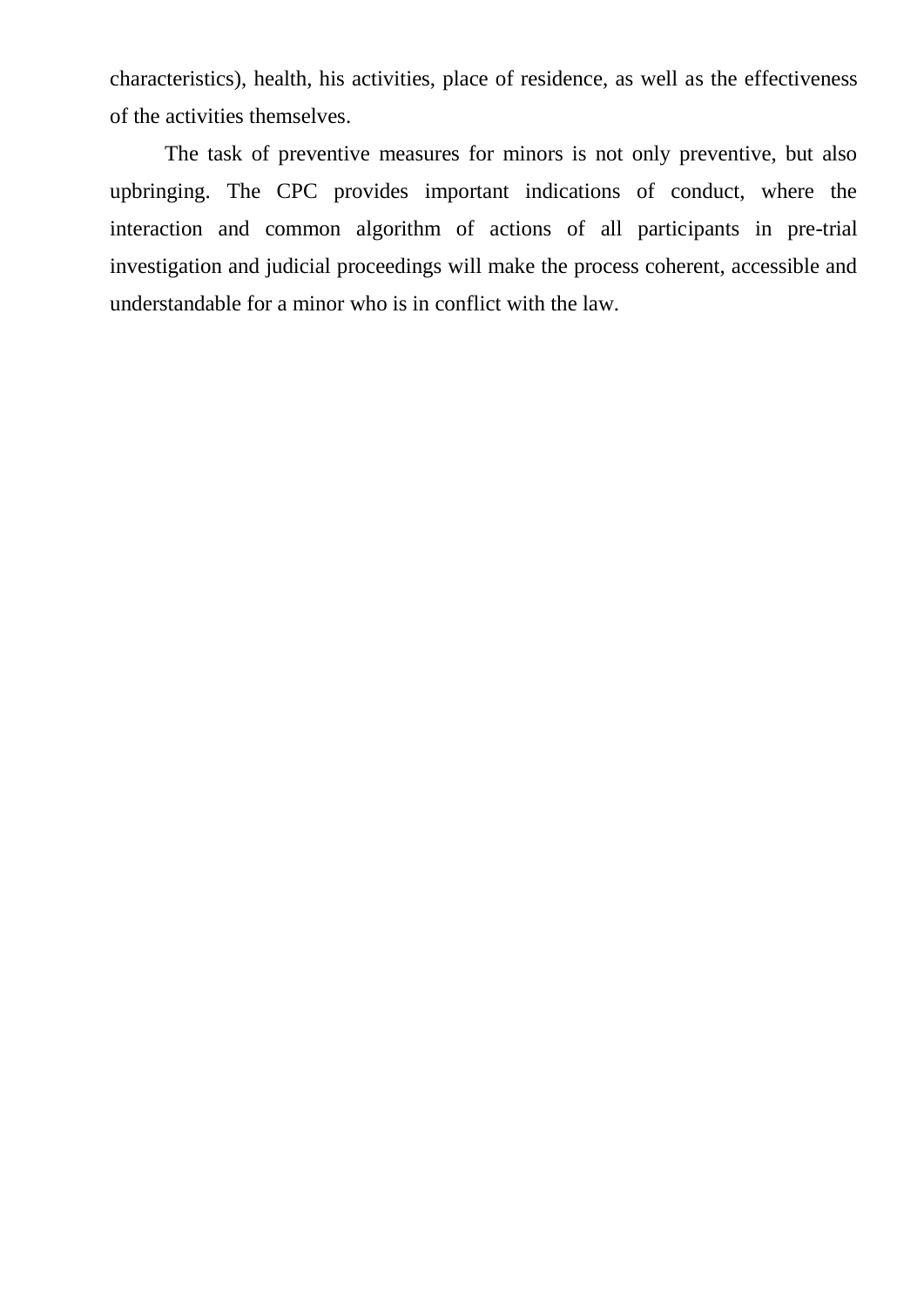characteristics), health, his activities, place of residence, as well as the effectiveness of the activities themselves.

The task of preventive measures for minors is not only preventive, but also upbringing. The CPC provides important indications of conduct, where the interaction and common algorithm of actions of all participants in pre-trial investigation and judicial proceedings will make the process coherent, accessible and understandable for a minor who is in conflict with the law.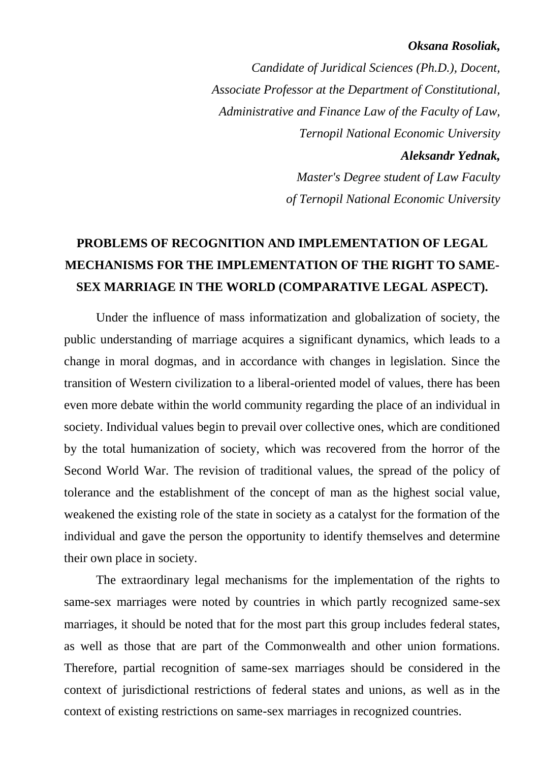***Oksana Rosoliak,***

*Candidate of Juridical Sciences (Ph.D.), Docent,*
*Associate Professor at the Department of Constitutional,*
*Administrative and Finance Law of the Faculty of Law,*
*Ternopil National Economic University*

***Aleksandr Yednak,***

*Master's Degree student of Law Faculty*
*of Ternopil National Economic University*

## PROBLEMS OF RECOGNITION AND IMPLEMENTATION OF LEGAL MECHANISMS FOR THE IMPLEMENTATION OF THE RIGHT TO SAME-SEX MARRIAGE IN THE WORLD (COMPARATIVE LEGAL ASPECT).

Under the influence of mass informatization and globalization of society, the public understanding of marriage acquires a significant dynamics, which leads to a change in moral dogmas, and in accordance with changes in legislation. Since the transition of Western civilization to a liberal-oriented model of values, there has been even more debate within the world community regarding the place of an individual in society. Individual values begin to prevail over collective ones, which are conditioned by the total humanization of society, which was recovered from the horror of the Second World War. The revision of traditional values, the spread of the policy of tolerance and the establishment of the concept of man as the highest social value, weakened the existing role of the state in society as a catalyst for the formation of the individual and gave the person the opportunity to identify themselves and determine their own place in society.

The extraordinary legal mechanisms for the implementation of the rights to same-sex marriages were noted by countries in which partly recognized same-sex marriages, it should be noted that for the most part this group includes federal states, as well as those that are part of the Commonwealth and other union formations. Therefore, partial recognition of same-sex marriages should be considered in the context of jurisdictional restrictions of federal states and unions, as well as in the context of existing restrictions on same-sex marriages in recognized countries.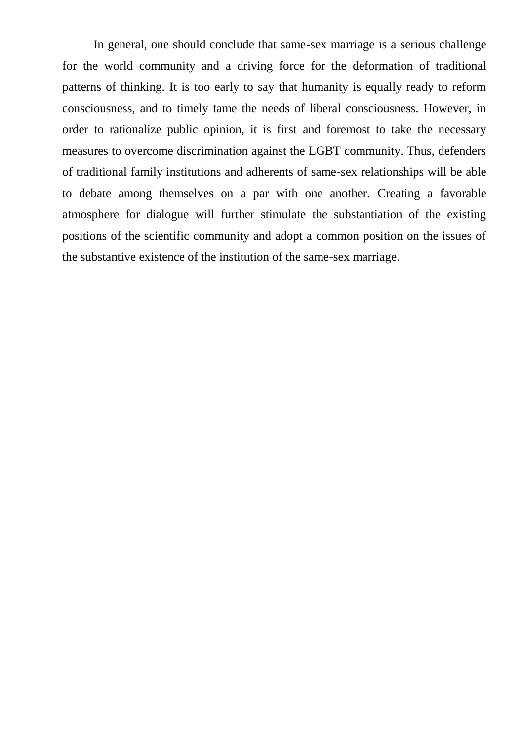In general, one should conclude that same-sex marriage is a serious challenge for the world community and a driving force for the deformation of traditional patterns of thinking. It is too early to say that humanity is equally ready to reform consciousness, and to timely tame the needs of liberal consciousness. However, in order to rationalize public opinion, it is first and foremost to take the necessary measures to overcome discrimination against the LGBT community. Thus, defenders of traditional family institutions and adherents of same-sex relationships will be able to debate among themselves on a par with one another. Creating a favorable atmosphere for dialogue will further stimulate the substantiation of the existing positions of the scientific community and adopt a common position on the issues of the substantive existence of the institution of the same-sex marriage.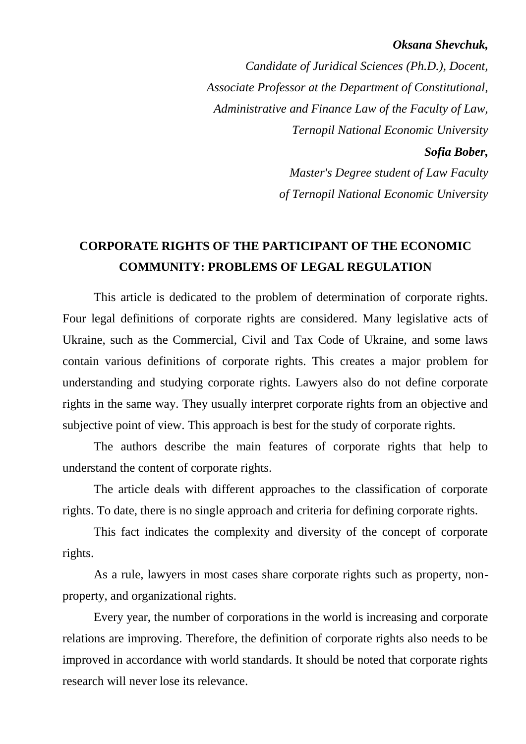***Oksana Shevchuk,***

*Candidate of Juridical Sciences (Ph.D.), Docent,*

*Associate Professor at the Department of Constitutional,*

*Administrative and Finance Law of the Faculty of Law,*

*Ternopil National Economic University*

***Sofia Bober,***

*Master's Degree student of Law Faculty*

*of Ternopil National Economic University*

## CORPORATE RIGHTS OF THE PARTICIPANT OF THE ECONOMIC COMMUNITY: PROBLEMS OF LEGAL REGULATION

This article is dedicated to the problem of determination of corporate rights. Four legal definitions of corporate rights are considered. Many legislative acts of Ukraine, such as the Commercial, Civil and Tax Code of Ukraine, and some laws contain various definitions of corporate rights. This creates a major problem for understanding and studying corporate rights. Lawyers also do not define corporate rights in the same way. They usually interpret corporate rights from an objective and subjective point of view. This approach is best for the study of corporate rights.

The authors describe the main features of corporate rights that help to understand the content of corporate rights.

The article deals with different approaches to the classification of corporate rights. To date, there is no single approach and criteria for defining corporate rights.

This fact indicates the complexity and diversity of the concept of corporate rights.

As a rule, lawyers in most cases share corporate rights such as property, non-property, and organizational rights.

Every year, the number of corporations in the world is increasing and corporate relations are improving. Therefore, the definition of corporate rights also needs to be improved in accordance with world standards. It should be noted that corporate rights research will never lose its relevance.